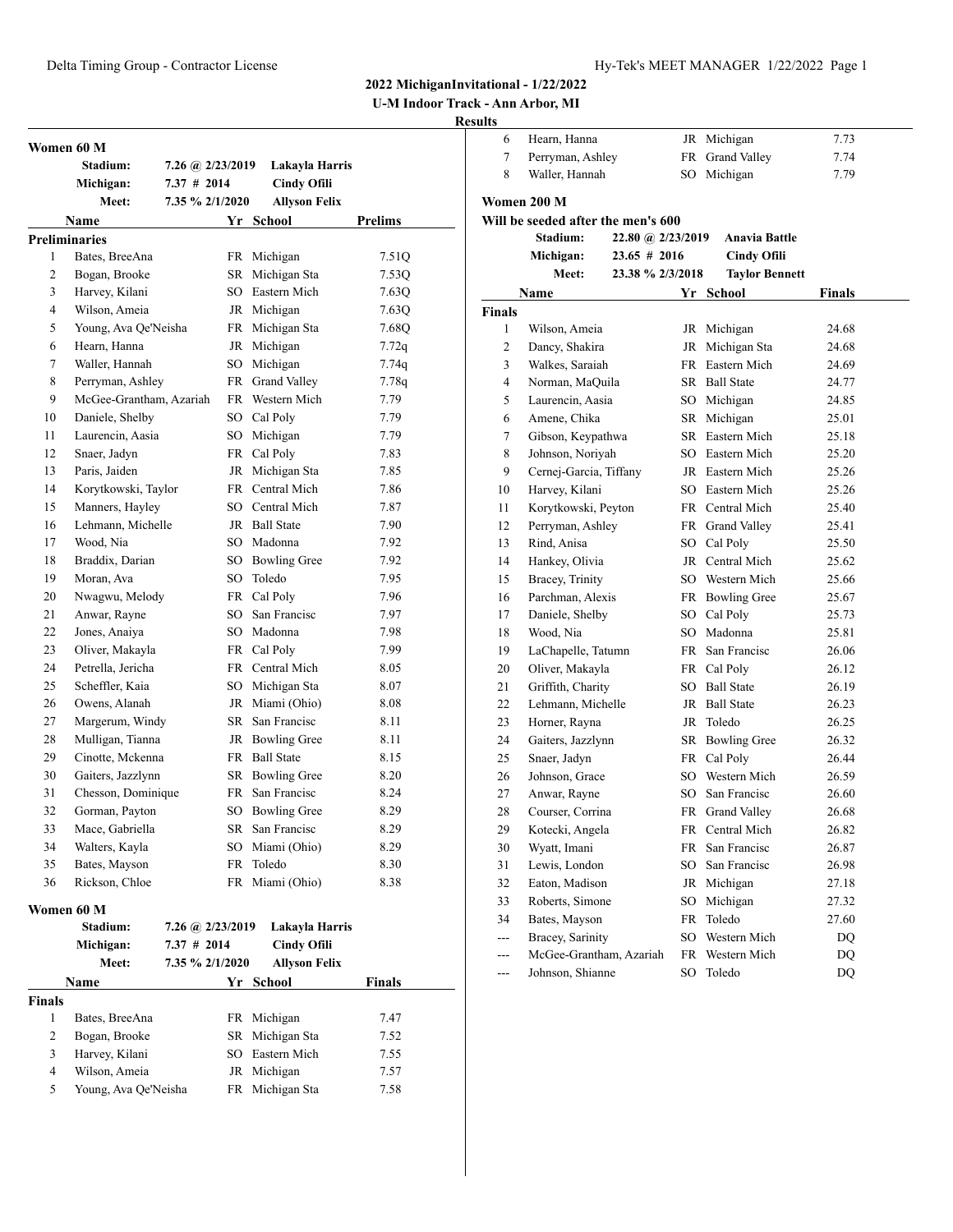## 2022 MichiganInvitational - 1/22/2022

**U-M Indoor Track - Ann Arbor, MI**

**Results**

### Women 60 M

| | | |
|---|---|---|
| **Stadium:** | **7.26 @ 2/23/2019** | **Lakayla Harris** |
| **Michigan:** | **7.37 # 2014** | **Cindy Ofili** |
| **Meet:** | **7.35 % 2/1/2020** | **Allyson Felix** |

**Preliminaries**

| | Name | Yr | School | Prelims |
|---|---|---|---|---|
| 1 | Bates, BreeAna | FR | Michigan | 7.51Q |
| 2 | Bogan, Brooke | SR | Michigan Sta | 7.53Q |
| 3 | Harvey, Kilani | SO | Eastern Mich | 7.63Q |
| 4 | Wilson, Ameia | JR | Michigan | 7.63Q |
| 5 | Young, Ava Qe'Neisha | FR | Michigan Sta | 7.68Q |
| 6 | Hearn, Hanna | JR | Michigan | 7.72q |
| 7 | Waller, Hannah | SO | Michigan | 7.74q |
| 8 | Perryman, Ashley | FR | Grand Valley | 7.78q |
| 9 | McGee-Grantham, Azariah | FR | Western Mich | 7.79 |
| 10 | Daniele, Shelby | SO | Cal Poly | 7.79 |
| 11 | Laurencin, Aasia | SO | Michigan | 7.79 |
| 12 | Snaer, Jadyn | FR | Cal Poly | 7.83 |
| 13 | Paris, Jaiden | JR | Michigan Sta | 7.85 |
| 14 | Korytkowski, Taylor | FR | Central Mich | 7.86 |
| 15 | Manners, Hayley | SO | Central Mich | 7.87 |
| 16 | Lehmann, Michelle | JR | Ball State | 7.90 |
| 17 | Wood, Nia | SO | Madonna | 7.92 |
| 18 | Braddix, Darian | SO | Bowling Gree | 7.92 |
| 19 | Moran, Ava | SO | Toledo | 7.95 |
| 20 | Nwagwu, Melody | FR | Cal Poly | 7.96 |
| 21 | Anwar, Rayne | SO | San Francisc | 7.97 |
| 22 | Jones, Anaiya | SO | Madonna | 7.98 |
| 23 | Oliver, Makayla | FR | Cal Poly | 7.99 |
| 24 | Petrella, Jericha | FR | Central Mich | 8.05 |
| 25 | Scheffler, Kaia | SO | Michigan Sta | 8.07 |
| 26 | Owens, Alanah | JR | Miami (Ohio) | 8.08 |
| 27 | Margerum, Windy | SR | San Francisc | 8.11 |
| 28 | Mulligan, Tianna | JR | Bowling Gree | 8.11 |
| 29 | Cinotte, Mckenna | FR | Ball State | 8.15 |
| 30 | Gaiters, Jazzlynn | SR | Bowling Gree | 8.20 |
| 31 | Chesson, Dominique | FR | San Francisc | 8.24 |
| 32 | Gorman, Payton | SO | Bowling Gree | 8.29 |
| 33 | Mace, Gabriella | SR | San Francisc | 8.29 |
| 34 | Walters, Kayla | SO | Miami (Ohio) | 8.29 |
| 35 | Bates, Mayson | FR | Toledo | 8.30 |
| 36 | Rickson, Chloe | FR | Miami (Ohio) | 8.38 |

### Women 60 M

| | | |
|---|---|---|
| **Stadium:** | **7.26 @ 2/23/2019** | **Lakayla Harris** |
| **Michigan:** | **7.37 # 2014** | **Cindy Ofili** |
| **Meet:** | **7.35 % 2/1/2020** | **Allyson Felix** |

**Finals**

| | Name | Yr | School | Finals |
|---|---|---|---|---|
| 1 | Bates, BreeAna | FR | Michigan | 7.47 |
| 2 | Bogan, Brooke | SR | Michigan Sta | 7.52 |
| 3 | Harvey, Kilani | SO | Eastern Mich | 7.55 |
| 4 | Wilson, Ameia | JR | Michigan | 7.57 |
| 5 | Young, Ava Qe'Neisha | FR | Michigan Sta | 7.58 |
| 6 | Hearn, Hanna | JR | Michigan | 7.73 |
| 7 | Perryman, Ashley | FR | Grand Valley | 7.74 |
| 8 | Waller, Hannah | SO | Michigan | 7.79 |

### Women 200 M

**Will be seeded after the men's 600**

| | | |
|---|---|---|
| **Stadium:** | **22.80 @ 2/23/2019** | **Anavia Battle** |
| **Michigan:** | **23.65 # 2016** | **Cindy Ofili** |
| **Meet:** | **23.38 % 2/3/2018** | **Taylor Bennett** |

**Finals**

| | Name | Yr | School | Finals |
|---|---|---|---|---|
| 1 | Wilson, Ameia | JR | Michigan | 24.68 |
| 2 | Dancy, Shakira | JR | Michigan Sta | 24.68 |
| 3 | Walkes, Saraiah | FR | Eastern Mich | 24.69 |
| 4 | Norman, MaQuila | SR | Ball State | 24.77 |
| 5 | Laurencin, Aasia | SO | Michigan | 24.85 |
| 6 | Amene, Chika | SR | Michigan | 25.01 |
| 7 | Gibson, Keypathwa | SR | Eastern Mich | 25.18 |
| 8 | Johnson, Noriyah | SO | Eastern Mich | 25.20 |
| 9 | Cernej-Garcia, Tiffany | JR | Eastern Mich | 25.26 |
| 10 | Harvey, Kilani | SO | Eastern Mich | 25.26 |
| 11 | Korytkowski, Peyton | FR | Central Mich | 25.40 |
| 12 | Perryman, Ashley | FR | Grand Valley | 25.41 |
| 13 | Rind, Anisa | SO | Cal Poly | 25.50 |
| 14 | Hankey, Olivia | JR | Central Mich | 25.62 |
| 15 | Bracey, Trinity | SO | Western Mich | 25.66 |
| 16 | Parchman, Alexis | FR | Bowling Gree | 25.67 |
| 17 | Daniele, Shelby | SO | Cal Poly | 25.73 |
| 18 | Wood, Nia | SO | Madonna | 25.81 |
| 19 | LaChapelle, Tatumn | FR | San Francisc | 26.06 |
| 20 | Oliver, Makayla | FR | Cal Poly | 26.12 |
| 21 | Griffith, Charity | SO | Ball State | 26.19 |
| 22 | Lehmann, Michelle | JR | Ball State | 26.23 |
| 23 | Horner, Rayna | JR | Toledo | 26.25 |
| 24 | Gaiters, Jazzlynn | SR | Bowling Gree | 26.32 |
| 25 | Snaer, Jadyn | FR | Cal Poly | 26.44 |
| 26 | Johnson, Grace | SO | Western Mich | 26.59 |
| 27 | Anwar, Rayne | SO | San Francisc | 26.60 |
| 28 | Courser, Corrina | FR | Grand Valley | 26.68 |
| 29 | Kotecki, Angela | FR | Central Mich | 26.82 |
| 30 | Wyatt, Imani | FR | San Francisc | 26.87 |
| 31 | Lewis, London | SO | San Francisc | 26.98 |
| 32 | Eaton, Madison | JR | Michigan | 27.18 |
| 33 | Roberts, Simone | SO | Michigan | 27.32 |
| 34 | Bates, Mayson | FR | Toledo | 27.60 |
| --- | Bracey, Sarinity | SO | Western Mich | DQ |
| --- | McGee-Grantham, Azariah | FR | Western Mich | DQ |
| --- | Johnson, Shianne | SO | Toledo | DQ |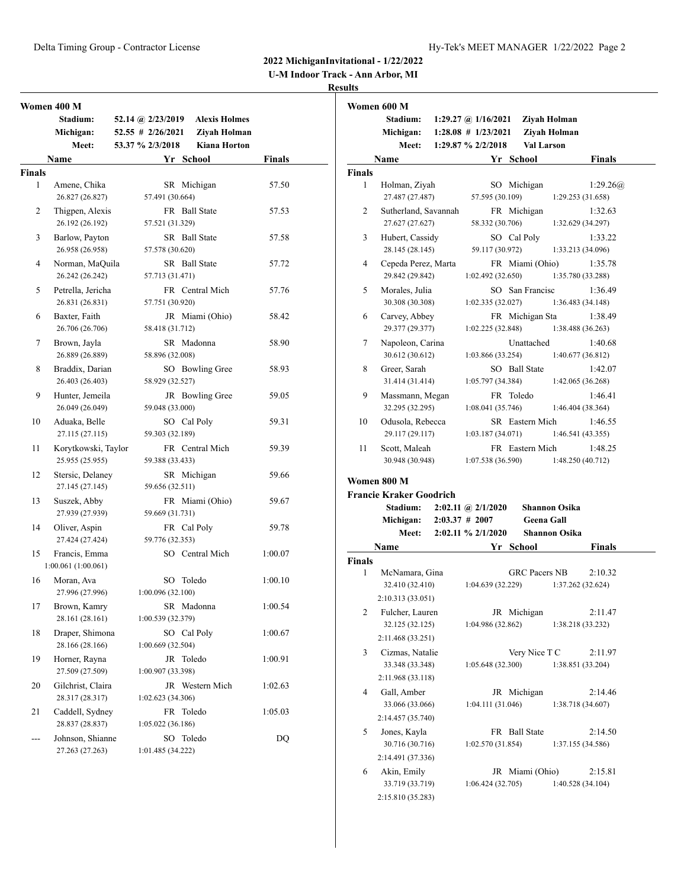**2022 MichiganInvitational - 1/22/2022**

**U-M Indoor Track - Ann Arbor, MI**

**Results**

## Women 400 M

| | | | |
|---|---|---|---|
| **Stadium:** | 52.14 @ 2/23/2019 | Alexis Holmes | |
| **Michigan:** | 52.55 # 2/26/2021 | Ziyah Holman | |
| **Meet:** | 53.37 % 2/3/2018 | Kiana Horton | |

**Finals**

| Place | Name | Yr | School | Finals |
|---|---|---|---|---|
| 1 | Amene, Chika | SR | Michigan | 57.50 |
| | 26.827 (26.827) 57.491 (30.664) | | | |
| 2 | Thigpen, Alexis | FR | Ball State | 57.53 |
| | 26.192 (26.192) 57.521 (31.329) | | | |
| 3 | Barlow, Payton | SR | Ball State | 57.58 |
| | 26.958 (26.958) 57.578 (30.620) | | | |
| 4 | Norman, MaQuila | SR | Ball State | 57.72 |
| | 26.242 (26.242) 57.713 (31.471) | | | |
| 5 | Petrella, Jericha | FR | Central Mich | 57.76 |
| | 26.831 (26.831) 57.751 (30.920) | | | |
| 6 | Baxter, Faith | JR | Miami (Ohio) | 58.42 |
| | 26.706 (26.706) 58.418 (31.712) | | | |
| 7 | Brown, Jayla | SR | Madonna | 58.90 |
| | 26.889 (26.889) 58.896 (32.008) | | | |
| 8 | Braddix, Darian | SO | Bowling Gree | 58.93 |
| | 26.403 (26.403) 58.929 (32.527) | | | |
| 9 | Hunter, Jemeila | JR | Bowling Gree | 59.05 |
| | 26.049 (26.049) 59.048 (33.000) | | | |
| 10 | Aduaka, Belle | SO | Cal Poly | 59.31 |
| | 27.115 (27.115) 59.303 (32.189) | | | |
| 11 | Korytkowski, Taylor | FR | Central Mich | 59.39 |
| | 25.955 (25.955) 59.388 (33.433) | | | |
| 12 | Stersic, Delaney | SR | Michigan | 59.66 |
| | 27.145 (27.145) 59.656 (32.511) | | | |
| 13 | Suszek, Abby | FR | Miami (Ohio) | 59.67 |
| | 27.939 (27.939) 59.669 (31.731) | | | |
| 14 | Oliver, Aspin | FR | Cal Poly | 59.78 |
| | 27.424 (27.424) 59.776 (32.353) | | | |
| 15 | Francis, Emma | SO | Central Mich | 1:00.07 |
| | 1:00.061 (1:00.061) | | | |
| 16 | Moran, Ava | SO | Toledo | 1:00.10 |
| | 27.996 (27.996) 1:00.096 (32.100) | | | |
| 17 | Brown, Kamry | SR | Madonna | 1:00.54 |
| | 28.161 (28.161) 1:00.539 (32.379) | | | |
| 18 | Draper, Shimona | SO | Cal Poly | 1:00.67 |
| | 28.166 (28.166) 1:00.669 (32.504) | | | |
| 19 | Horner, Rayna | JR | Toledo | 1:00.91 |
| | 27.509 (27.509) 1:00.907 (33.398) | | | |
| 20 | Gilchrist, Claira | JR | Western Mich | 1:02.63 |
| | 28.317 (28.317) 1:02.623 (34.306) | | | |
| 21 | Caddell, Sydney | FR | Toledo | 1:05.03 |
| | 28.837 (28.837) 1:05.022 (36.186) | | | |
| --- | Johnson, Shianne | SO | Toledo | DQ |
| | 27.263 (27.263) 1:01.485 (34.222) | | | |

## Women 600 M

| | | | |
|---|---|---|---|
| **Stadium:** | 1:29.27 @ 1/16/2021 | Ziyah Holman | |
| **Michigan:** | 1:28.08 # 1/23/2021 | Ziyah Holman | |
| **Meet:** | 1:29.87 % 2/2/2018 | Val Larson | |

**Finals**

| Place | Name | Yr | School | Finals |
|---|---|---|---|---|
| 1 | Holman, Ziyah | SO | Michigan | 1:29.26@ |
| | 27.487 (27.487) 57.595 (30.109) 1:29.253 (31.658) | | | |
| 2 | Sutherland, Savannah | FR | Michigan | 1:32.63 |
| | 27.627 (27.627) 58.332 (30.706) 1:32.629 (34.297) | | | |
| 3 | Hubert, Cassidy | SO | Cal Poly | 1:33.22 |
| | 28.145 (28.145) 59.117 (30.972) 1:33.213 (34.096) | | | |
| 4 | Cepeda Perez, Marta | FR | Miami (Ohio) | 1:35.78 |
| | 29.842 (29.842) 1:02.492 (32.650) 1:35.780 (33.288) | | | |
| 5 | Morales, Julia | SO | San Francisc | 1:36.49 |
| | 30.308 (30.308) 1:02.335 (32.027) 1:36.483 (34.148) | | | |
| 6 | Carvey, Abbey | FR | Michigan Sta | 1:38.49 |
| | 29.377 (29.377) 1:02.225 (32.848) 1:38.488 (36.263) | | | |
| 7 | Napoleon, Carina | | Unattached | 1:40.68 |
| | 30.612 (30.612) 1:03.866 (33.254) 1:40.677 (36.812) | | | |
| 8 | Greer, Sarah | SO | Ball State | 1:42.07 |
| | 31.414 (31.414) 1:05.797 (34.384) 1:42.065 (36.268) | | | |
| 9 | Massmann, Megan | FR | Toledo | 1:46.41 |
| | 32.295 (32.295) 1:08.041 (35.746) 1:46.404 (38.364) | | | |
| 10 | Odusola, Rebecca | SR | Eastern Mich | 1:46.55 |
| | 29.117 (29.117) 1:03.187 (34.071) 1:46.541 (43.355) | | | |
| 11 | Scott, Maleah | FR | Eastern Mich | 1:48.25 |
| | 30.948 (30.948) 1:07.538 (36.590) 1:48.250 (40.712) | | | |

## Women 800 M

**Francie Kraker Goodrich**

| | | | |
|---|---|---|---|
| **Stadium:** | 2:02.11 @ 2/1/2020 | Shannon Osika | |
| **Michigan:** | 2:03.37 # 2007 | Geena Gall | |
| **Meet:** | 2:02.11 % 2/1/2020 | Shannon Osika | |

**Finals**

| Place | Name | Yr | School | Finals |
|---|---|---|---|---|
| 1 | McNamara, Gina | | GRC Pacers NB | 2:10.32 |
| | 32.410 (32.410) 1:04.639 (32.229) 1:37.262 (32.624) 2:10.313 (33.051) | | | |
| 2 | Fulcher, Lauren | JR | Michigan | 2:11.47 |
| | 32.125 (32.125) 1:04.986 (32.862) 1:38.218 (33.232) 2:11.468 (33.251) | | | |
| 3 | Cizmas, Natalie | | Very Nice T C | 2:11.97 |
| | 33.348 (33.348) 1:05.648 (32.300) 1:38.851 (33.204) 2:11.968 (33.118) | | | |
| 4 | Gall, Amber | JR | Michigan | 2:14.46 |
| | 33.066 (33.066) 1:04.111 (31.046) 1:38.718 (34.607) 2:14.457 (35.740) | | | |
| 5 | Jones, Kayla | FR | Ball State | 2:14.50 |
| | 30.716 (30.716) 1:02.570 (31.854) 1:37.155 (34.586) 2:14.491 (37.336) | | | |
| 6 | Akin, Emily | JR | Miami (Ohio) | 2:15.81 |
| | 33.719 (33.719) 1:06.424 (32.705) 1:40.528 (34.104) 2:15.810 (35.283) | | | |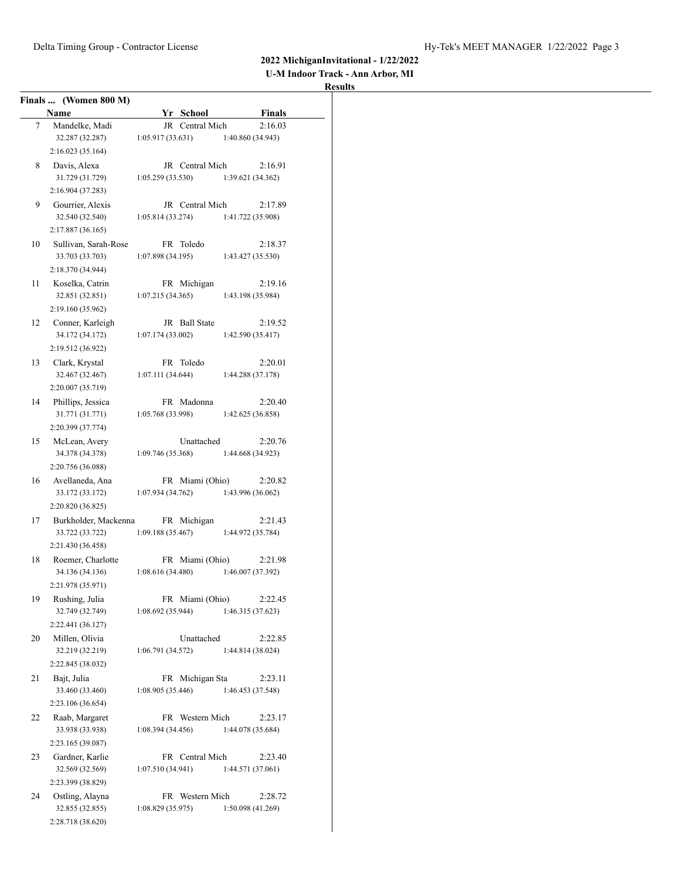## 2022 MichiganInvitational - 1/22/2022

### U-M Indoor Track - Ann Arbor, MI

#### Results

**Finals ... (Women 800 M)**

| | Name | Yr | School | Finals |
|---|---|---|---|---|
| 7 | Mandelke, Madi | JR | Central Mich | 2:16.03 |
| | 32.287 (32.287) | 1:05.917 (33.631) | 1:40.860 (34.943) | 2:16.023 (35.164) |
| 8 | Davis, Alexa | JR | Central Mich | 2:16.91 |
| | 31.729 (31.729) | 1:05.259 (33.530) | 1:39.621 (34.362) | 2:16.904 (37.283) |
| 9 | Gourrier, Alexis | JR | Central Mich | 2:17.89 |
| | 32.540 (32.540) | 1:05.814 (33.274) | 1:41.722 (35.908) | 2:17.887 (36.165) |
| 10 | Sullivan, Sarah-Rose | FR | Toledo | 2:18.37 |
| | 33.703 (33.703) | 1:07.898 (34.195) | 1:43.427 (35.530) | 2:18.370 (34.944) |
| 11 | Koselka, Catrin | FR | Michigan | 2:19.16 |
| | 32.851 (32.851) | 1:07.215 (34.365) | 1:43.198 (35.984) | 2:19.160 (35.962) |
| 12 | Conner, Karleigh | JR | Ball State | 2:19.52 |
| | 34.172 (34.172) | 1:07.174 (33.002) | 1:42.590 (35.417) | 2:19.512 (36.922) |
| 13 | Clark, Krystal | FR | Toledo | 2:20.01 |
| | 32.467 (32.467) | 1:07.111 (34.644) | 1:44.288 (37.178) | 2:20.007 (35.719) |
| 14 | Phillips, Jessica | FR | Madonna | 2:20.40 |
| | 31.771 (31.771) | 1:05.768 (33.998) | 1:42.625 (36.858) | 2:20.399 (37.774) |
| 15 | McLean, Avery | | Unattached | 2:20.76 |
| | 34.378 (34.378) | 1:09.746 (35.368) | 1:44.668 (34.923) | 2:20.756 (36.088) |
| 16 | Avellaneda, Ana | FR | Miami (Ohio) | 2:20.82 |
| | 33.172 (33.172) | 1:07.934 (34.762) | 1:43.996 (36.062) | 2:20.820 (36.825) |
| 17 | Burkholder, Mackenna | FR | Michigan | 2:21.43 |
| | 33.722 (33.722) | 1:09.188 (35.467) | 1:44.972 (35.784) | 2:21.430 (36.458) |
| 18 | Roemer, Charlotte | FR | Miami (Ohio) | 2:21.98 |
| | 34.136 (34.136) | 1:08.616 (34.480) | 1:46.007 (37.392) | 2:21.978 (35.971) |
| 19 | Rushing, Julia | FR | Miami (Ohio) | 2:22.45 |
| | 32.749 (32.749) | 1:08.692 (35.944) | 1:46.315 (37.623) | 2:22.441 (36.127) |
| 20 | Millen, Olivia | | Unattached | 2:22.85 |
| | 32.219 (32.219) | 1:06.791 (34.572) | 1:44.814 (38.024) | 2:22.845 (38.032) |
| 21 | Bajt, Julia | FR | Michigan Sta | 2:23.11 |
| | 33.460 (33.460) | 1:08.905 (35.446) | 1:46.453 (37.548) | 2:23.106 (36.654) |
| 22 | Raab, Margaret | FR | Western Mich | 2:23.17 |
| | 33.938 (33.938) | 1:08.394 (34.456) | 1:44.078 (35.684) | 2:23.165 (39.087) |
| 23 | Gardner, Karlie | FR | Central Mich | 2:23.40 |
| | 32.569 (32.569) | 1:07.510 (34.941) | 1:44.571 (37.061) | 2:23.399 (38.829) |
| 24 | Ostling, Alayna | FR | Western Mich | 2:28.72 |
| | 32.855 (32.855) | 1:08.829 (35.975) | 1:50.098 (41.269) | 2:28.718 (38.620) |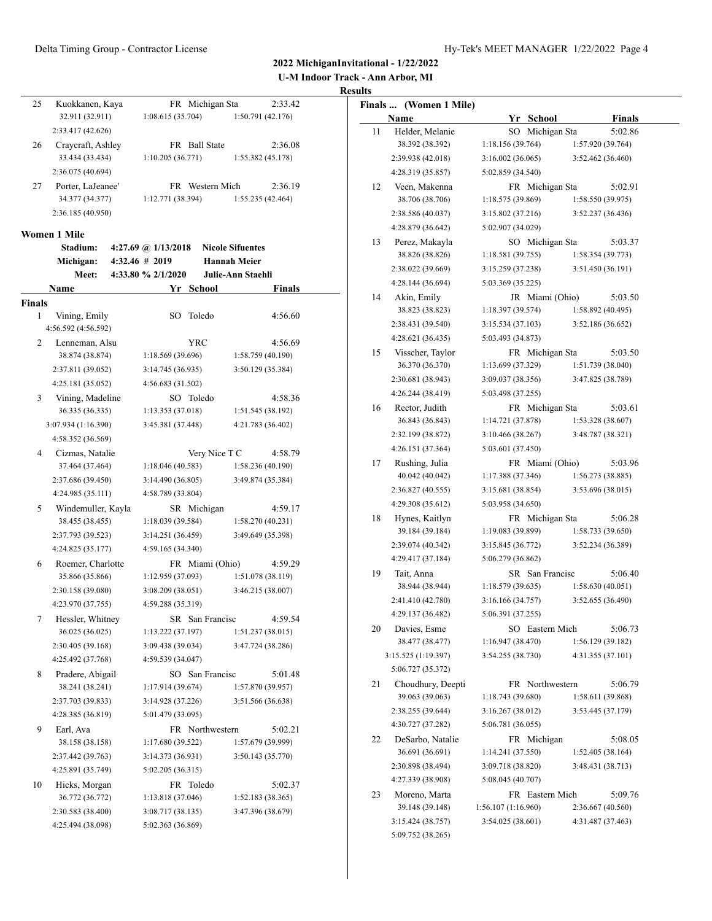## 2022 MichiganInvitational - 1/22/2022

### U-M Indoor Track - Ann Arbor, MI

### Results

| Place | Name | Yr | School | Finals |
|---|---|---|---|---|
| 25 | Kuokkanen, Kaya | FR | Michigan Sta | 2:33.42 |
| | 32.911 (32.911) 1:08.615 (35.704) 1:50.791 (42.176) 2:33.417 (42.626) | | | |
| 26 | Craycraft, Ashley | FR | Ball State | 2:36.08 |
| | 33.434 (33.434) 1:10.205 (36.771) 1:55.382 (45.178) 2:36.075 (40.694) | | | |
| 27 | Porter, LaJeanee' | FR | Western Mich | 2:36.19 |
| | 34.377 (34.377) 1:12.771 (38.394) 1:55.235 (42.464) 2:36.185 (40.950) | | | |

### Women 1 Mile

| | | | |
|---|---|---|---|
| Stadium: | 4:27.69 @ 1/13/2018 | Nicole Sifuentes | |
| Michigan: | 4:32.46 # 2019 | Hannah Meier | |
| Meet: | 4:33.80 % 2/1/2020 | Julie-Ann Staehli | |

**Finals**

| Place | Name | Yr | School | Finals |
|---|---|---|---|---|
| 1 | Vining, Emily | SO | Toledo | 4:56.60 |
| | 4:56.592 (4:56.592) | | | |
| 2 | Lenneman, Alsu | | YRC | 4:56.69 |
| | 38.874 (38.874) 1:18.569 (39.696) 1:58.759 (40.190) 2:37.811 (39.052) 3:14.745 (36.935) 3:50.129 (35.384) 4:25.181 (35.052) 4:56.683 (31.502) | | | |
| 3 | Vining, Madeline | SO | Toledo | 4:58.36 |
| | 36.335 (36.335) 1:13.353 (37.018) 1:51.545 (38.192) 3:07.934 (1:16.390) 3:45.381 (37.448) 4:21.783 (36.402) 4:58.352 (36.569) | | | |
| 4 | Cizmas, Natalie | | Very Nice T C | 4:58.79 |
| | 37.464 (37.464) 1:18.046 (40.583) 1:58.236 (40.190) 2:37.686 (39.450) 3:14.490 (36.805) 3:49.874 (35.384) 4:24.985 (35.111) 4:58.789 (33.804) | | | |
| 5 | Windemuller, Kayla | SR | Michigan | 4:59.17 |
| | 38.455 (38.455) 1:18.039 (39.584) 1:58.270 (40.231) 2:37.793 (39.523) 3:14.251 (36.459) 3:49.649 (35.398) 4:24.825 (35.177) 4:59.165 (34.340) | | | |
| 6 | Roemer, Charlotte | FR | Miami (Ohio) | 4:59.29 |
| | 35.866 (35.866) 1:12.959 (37.093) 1:51.078 (38.119) 2:30.158 (39.080) 3:08.209 (38.051) 3:46.215 (38.007) 4:23.970 (37.755) 4:59.288 (35.319) | | | |
| 7 | Hessler, Whitney | SR | San Francisc | 4:59.54 |
| | 36.025 (36.025) 1:13.222 (37.197) 1:51.237 (38.015) 2:30.405 (39.168) 3:09.438 (39.034) 3:47.724 (38.286) 4:25.492 (37.768) 4:59.539 (34.047) | | | |
| 8 | Pradere, Abigail | SO | San Francisc | 5:01.48 |
| | 38.241 (38.241) 1:17.914 (39.674) 1:57.870 (39.957) 2:37.703 (39.833) 3:14.928 (37.226) 3:51.566 (36.638) 4:28.385 (36.819) 5:01.479 (33.095) | | | |
| 9 | Earl, Ava | FR | Northwestern | 5:02.21 |
| | 38.158 (38.158) 1:17.680 (39.522) 1:57.679 (39.999) 2:37.442 (39.763) 3:14.373 (36.931) 3:50.143 (35.770) 4:25.891 (35.749) 5:02.205 (36.315) | | | |
| 10 | Hicks, Morgan | FR | Toledo | 5:02.37 |
| | 36.772 (36.772) 1:13.818 (37.046) 1:52.183 (38.365) 2:30.583 (38.400) 3:08.717 (38.135) 3:47.396 (38.679) 4:25.494 (38.098) 5:02.363 (36.869) | | | |

**Finals ... (Women 1 Mile)**

| Place | Name | Yr | School | Finals |
|---|---|---|---|---|
| 11 | Helder, Melanie | SO | Michigan Sta | 5:02.86 |
| | 38.392 (38.392) 1:18.156 (39.764) 1:57.920 (39.764) 2:39.938 (42.018) 3:16.002 (36.065) 3:52.462 (36.460) 4:28.319 (35.857) 5:02.859 (34.540) | | | |
| 12 | Veen, Makenna | FR | Michigan Sta | 5:02.91 |
| | 38.706 (38.706) 1:18.575 (39.869) 1:58.550 (39.975) 2:38.586 (40.037) 3:15.802 (37.216) 3:52.237 (36.436) 4:28.879 (36.642) 5:02.907 (34.029) | | | |
| 13 | Perez, Makayla | SO | Michigan Sta | 5:03.37 |
| | 38.826 (38.826) 1:18.581 (39.755) 1:58.354 (39.773) 2:38.022 (39.669) 3:15.259 (37.238) 3:51.450 (36.191) 4:28.144 (36.694) 5:03.369 (35.225) | | | |
| 14 | Akin, Emily | JR | Miami (Ohio) | 5:03.50 |
| | 38.823 (38.823) 1:18.397 (39.574) 1:58.892 (40.495) 2:38.431 (39.540) 3:15.534 (37.103) 3:52.186 (36.652) 4:28.621 (36.435) 5:03.493 (34.873) | | | |
| 15 | Visscher, Taylor | FR | Michigan Sta | 5:03.50 |
| | 36.370 (36.370) 1:13.699 (37.329) 1:51.739 (38.040) 2:30.681 (38.943) 3:09.037 (38.356) 3:47.825 (38.789) 4:26.244 (38.419) 5:03.498 (37.255) | | | |
| 16 | Rector, Judith | FR | Michigan Sta | 5:03.61 |
| | 36.843 (36.843) 1:14.721 (37.878) 1:53.328 (38.607) 2:32.199 (38.872) 3:10.466 (38.267) 3:48.787 (38.321) 4:26.151 (37.364) 5:03.601 (37.450) | | | |
| 17 | Rushing, Julia | FR | Miami (Ohio) | 5:03.96 |
| | 40.042 (40.042) 1:17.388 (37.346) 1:56.273 (38.885) 2:36.827 (40.555) 3:15.681 (38.854) 3:53.696 (38.015) 4:29.308 (35.612) 5:03.958 (34.650) | | | |
| 18 | Hynes, Kaitlyn | FR | Michigan Sta | 5:06.28 |
| | 39.184 (39.184) 1:19.083 (39.899) 1:58.733 (39.650) 2:39.074 (40.342) 3:15.845 (36.772) 3:52.234 (36.389) 4:29.417 (37.184) 5:06.279 (36.862) | | | |
| 19 | Tait, Anna | SR | San Francisc | 5:06.40 |
| | 38.944 (38.944) 1:18.579 (39.635) 1:58.630 (40.051) 2:41.410 (42.780) 3:16.166 (34.757) 3:52.655 (36.490) 4:29.137 (36.482) 5:06.391 (37.255) | | | |
| 20 | Davies, Esme | SO | Eastern Mich | 5:06.73 |
| | 38.477 (38.477) 1:16.947 (38.470) 1:56.129 (39.182) 3:15.525 (1:19.397) 3:54.255 (38.730) 4:31.355 (37.101) 5:06.727 (35.372) | | | |
| 21 | Choudhury, Deepti | FR | Northwestern | 5:06.79 |
| | 39.063 (39.063) 1:18.743 (39.680) 1:58.611 (39.868) 2:38.255 (39.644) 3:16.267 (38.012) 3:53.445 (37.179) 4:30.727 (37.282) 5:06.781 (36.055) | | | |
| 22 | DeSarbo, Natalie | FR | Michigan | 5:08.05 |
| | 36.691 (36.691) 1:14.241 (37.550) 1:52.405 (38.164) 2:30.898 (38.494) 3:09.718 (38.820) 3:48.431 (38.713) 4:27.339 (38.908) 5:08.045 (40.707) | | | |
| 23 | Moreno, Marta | FR | Eastern Mich | 5:09.76 |
| | 39.148 (39.148) 1:56.107 (1:16.960) 2:36.667 (40.560) 3:15.424 (38.757) 3:54.025 (38.601) 4:31.487 (37.463) 5:09.752 (38.265) | | | |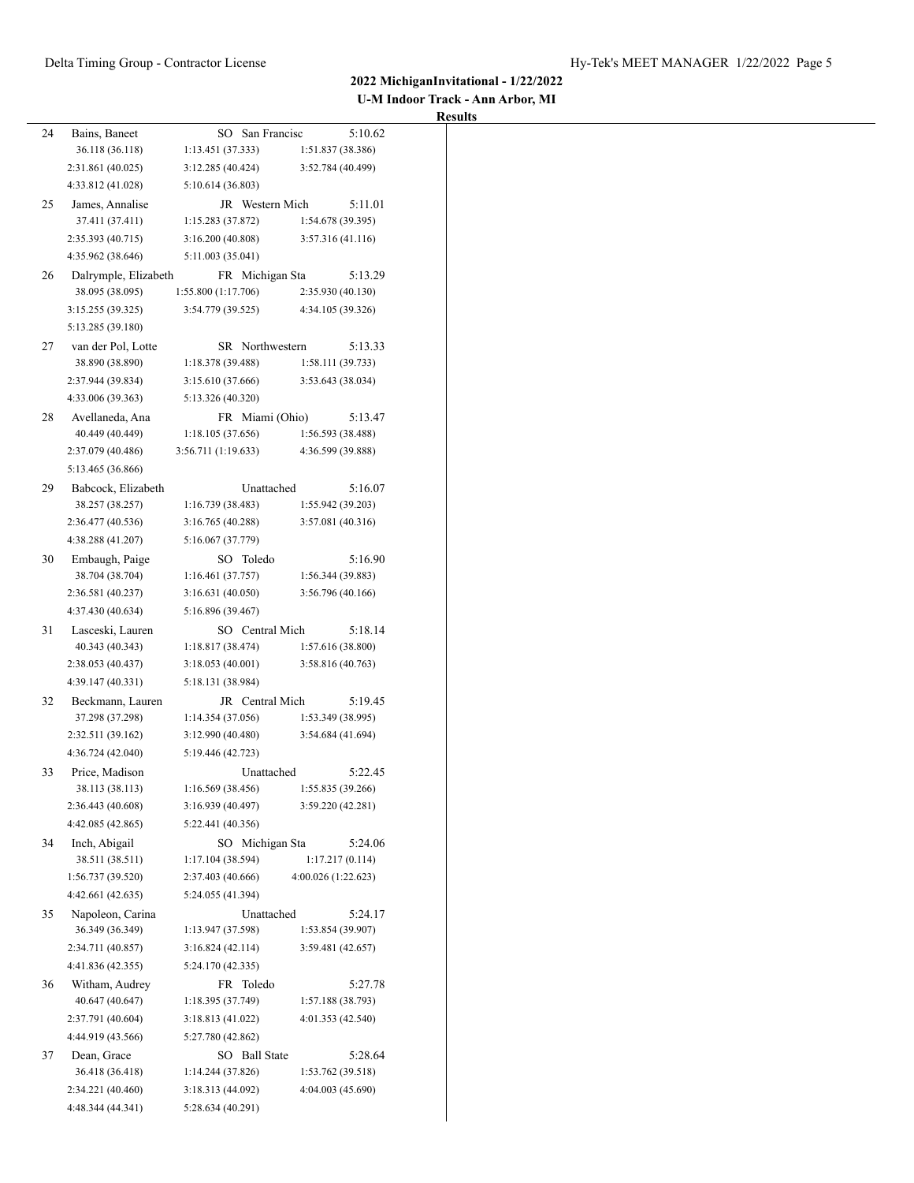## 2022 MichiganInvitational - 1/22/2022
### U-M Indoor Track - Ann Arbor, MI
#### Results

24 Bains, Baneet — SO San Francisc — 5:10.62
36.118 (36.118) 1:13.451 (37.333) 1:51.837 (38.386)
2:31.861 (40.025) 3:12.285 (40.424) 3:52.784 (40.499)
4:33.812 (41.028) 5:10.614 (36.803)

25 James, Annalise — JR Western Mich — 5:11.01
37.411 (37.411) 1:15.283 (37.872) 1:54.678 (39.395)
2:35.393 (40.715) 3:16.200 (40.808) 3:57.316 (41.116)
4:35.962 (38.646) 5:11.003 (35.041)

26 Dalrymple, Elizabeth — FR Michigan Sta — 5:13.29
38.095 (38.095) 1:55.800 (1:17.706) 2:35.930 (40.130)
3:15.255 (39.325) 3:54.779 (39.525) 4:34.105 (39.326)
5:13.285 (39.180)

27 van der Pol, Lotte — SR Northwestern — 5:13.33
38.890 (38.890) 1:18.378 (39.488) 1:58.111 (39.733)
2:37.944 (39.834) 3:15.610 (37.666) 3:53.643 (38.034)
4:33.006 (39.363) 5:13.326 (40.320)

28 Avellaneda, Ana — FR Miami (Ohio) — 5:13.47
40.449 (40.449) 1:18.105 (37.656) 1:56.593 (38.488)
2:37.079 (40.486) 3:56.711 (1:19.633) 4:36.599 (39.888)
5:13.465 (36.866)

29 Babcock, Elizabeth — Unattached — 5:16.07
38.257 (38.257) 1:16.739 (38.483) 1:55.942 (39.203)
2:36.477 (40.536) 3:16.765 (40.288) 3:57.081 (40.316)
4:38.288 (41.207) 5:16.067 (37.779)

30 Embaugh, Paige — SO Toledo — 5:16.90
38.704 (38.704) 1:16.461 (37.757) 1:56.344 (39.883)
2:36.581 (40.237) 3:16.631 (40.050) 3:56.796 (40.166)
4:37.430 (40.634) 5:16.896 (39.467)

31 Lasceski, Lauren — SO Central Mich — 5:18.14
40.343 (40.343) 1:18.817 (38.474) 1:57.616 (38.800)
2:38.053 (40.437) 3:18.053 (40.001) 3:58.816 (40.763)
4:39.147 (40.331) 5:18.131 (38.984)

32 Beckmann, Lauren — JR Central Mich — 5:19.45
37.298 (37.298) 1:14.354 (37.056) 1:53.349 (38.995)
2:32.511 (39.162) 3:12.990 (40.480) 3:54.684 (41.694)
4:36.724 (42.040) 5:19.446 (42.723)

33 Price, Madison — Unattached — 5:22.45
38.113 (38.113) 1:16.569 (38.456) 1:55.835 (39.266)
2:36.443 (40.608) 3:16.939 (40.497) 3:59.220 (42.281)
4:42.085 (42.865) 5:22.441 (40.356)

34 Inch, Abigail — SO Michigan Sta — 5:24.06
38.511 (38.511) 1:17.104 (38.594) 1:17.217 (0.114)
1:56.737 (39.520) 2:37.403 (40.666) 4:00.026 (1:22.623)
4:42.661 (42.635) 5:24.055 (41.394)

35 Napoleon, Carina — Unattached — 5:24.17
36.349 (36.349) 1:13.947 (37.598) 1:53.854 (39.907)
2:34.711 (40.857) 3:16.824 (42.114) 3:59.481 (42.657)
4:41.836 (42.355) 5:24.170 (42.335)

36 Witham, Audrey — FR Toledo — 5:27.78
40.647 (40.647) 1:18.395 (37.749) 1:57.188 (38.793)
2:37.791 (40.604) 3:18.813 (41.022) 4:01.353 (42.540)
4:44.919 (43.566) 5:27.780 (42.862)

37 Dean, Grace — SO Ball State — 5:28.64
36.418 (36.418) 1:14.244 (37.826) 1:53.762 (39.518)
2:34.221 (40.460) 3:18.313 (44.092) 4:04.003 (45.690)
4:48.344 (44.341) 5:28.634 (40.291)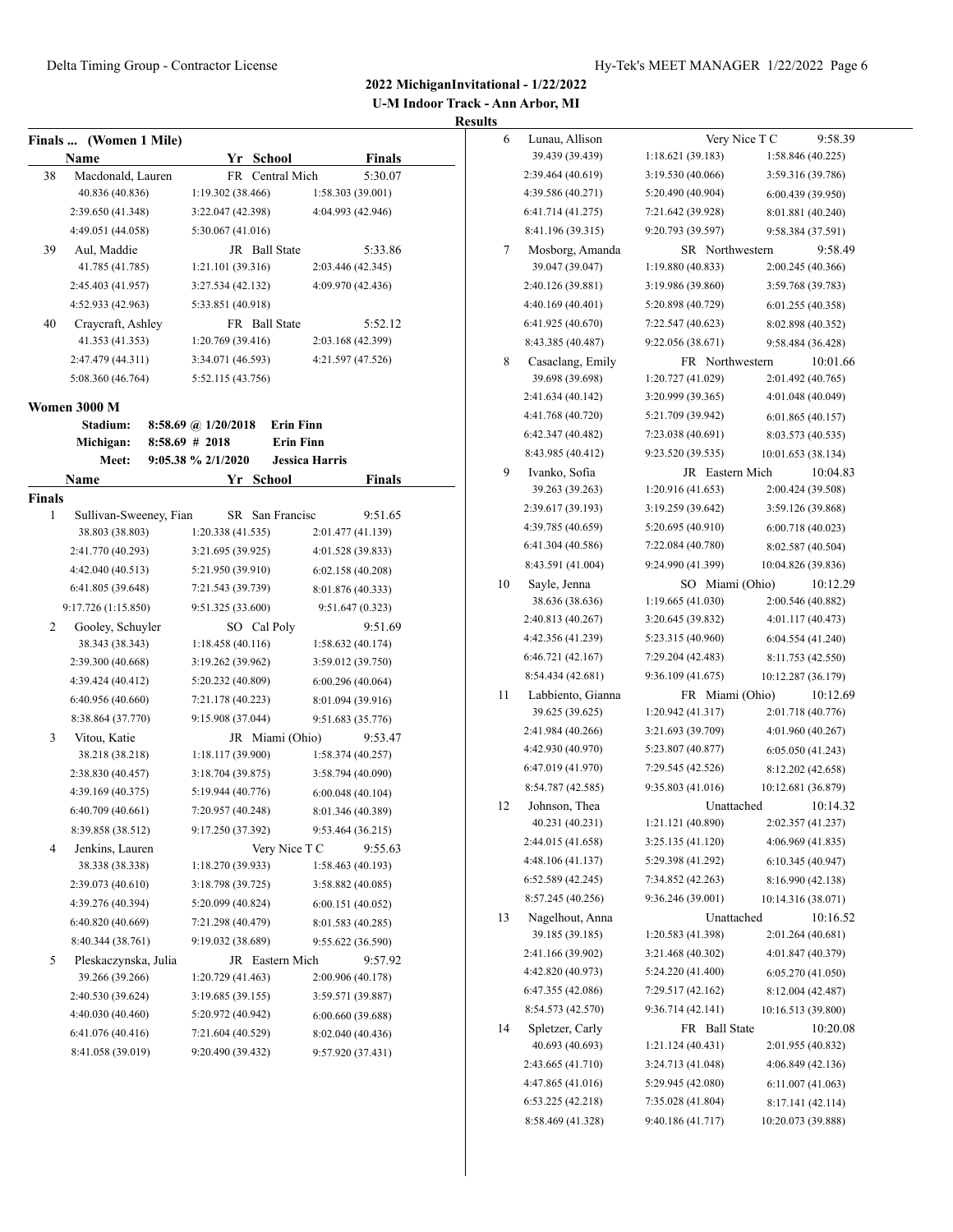## 2022 MichiganInvitational - 1/22/2022

### U-M Indoor Track - Ann Arbor, MI

### Results

**Finals ... (Women 1 Mile)**

| | Name | Yr | School | Finals |
|---|---|---|---|---|
| 38 | Macdonald, Lauren | FR | Central Mich | 5:30.07 |
| | 40.836 (40.836) | 1:19.302 (38.466) | 1:58.303 (39.001) | |
| | 2:39.650 (41.348) | 3:22.047 (42.398) | 4:04.993 (42.946) | |
| | 4:49.051 (44.058) | 5:30.067 (41.016) | | |
| 39 | Aul, Maddie | JR | Ball State | 5:33.86 |
| | 41.785 (41.785) | 1:21.101 (39.316) | 2:03.446 (42.345) | |
| | 2:45.403 (41.957) | 3:27.534 (42.132) | 4:09.970 (42.436) | |
| | 4:52.933 (42.963) | 5:33.851 (40.918) | | |
| 40 | Craycraft, Ashley | FR | Ball State | 5:52.12 |
| | 41.353 (41.353) | 1:20.769 (39.416) | 2:03.168 (42.399) | |
| | 2:47.479 (44.311) | 3:34.071 (46.593) | 4:21.597 (47.526) | |
| | 5:08.360 (46.764) | 5:52.115 (43.756) | | |

**Women 3000 M**

| | | | |
|---|---|---|---|
| Stadium: | 8:58.69 @ 1/20/2018 | Erin Finn | |
| Michigan: | 8:58.69 # 2018 | Erin Finn | |
| Meet: | 9:05.38 % 2/1/2020 | Jessica Harris | |

**Finals**

| | Name | Yr | School | Finals |
|---|---|---|---|---|
| 1 | Sullivan-Sweeney, Fian | SR | San Francisc | 9:51.65 |
| | 38.803 (38.803) | 1:20.338 (41.535) | 2:01.477 (41.139) | |
| | 2:41.770 (40.293) | 3:21.695 (39.925) | 4:01.528 (39.833) | |
| | 4:42.040 (40.513) | 5:21.950 (39.910) | 6:02.158 (40.208) | |
| | 6:41.805 (39.648) | 7:21.543 (39.739) | 8:01.876 (40.333) | |
| | 9:17.726 (1:15.850) | 9:51.325 (33.600) | 9:51.647 (0.323) | |
| 2 | Gooley, Schuyler | SO | Cal Poly | 9:51.69 |
| | 38.343 (38.343) | 1:18.458 (40.116) | 1:58.632 (40.174) | |
| | 2:39.300 (40.668) | 3:19.262 (39.962) | 3:59.012 (39.750) | |
| | 4:39.424 (40.412) | 5:20.232 (40.809) | 6:00.296 (40.064) | |
| | 6:40.956 (40.660) | 7:21.178 (40.223) | 8:01.094 (39.916) | |
| | 8:38.864 (37.770) | 9:15.908 (37.044) | 9:51.683 (35.776) | |
| 3 | Vitou, Katie | JR | Miami (Ohio) | 9:53.47 |
| | 38.218 (38.218) | 1:18.117 (39.900) | 1:58.374 (40.257) | |
| | 2:38.830 (40.457) | 3:18.704 (39.875) | 3:58.794 (40.090) | |
| | 4:39.169 (40.375) | 5:19.944 (40.776) | 6:00.048 (40.104) | |
| | 6:40.709 (40.661) | 7:20.957 (40.248) | 8:01.346 (40.389) | |
| | 8:39.858 (38.512) | 9:17.250 (37.392) | 9:53.464 (36.215) | |
| 4 | Jenkins, Lauren | | Very Nice T C | 9:55.63 |
| | 38.338 (38.338) | 1:18.270 (39.933) | 1:58.463 (40.193) | |
| | 2:39.073 (40.610) | 3:18.798 (39.725) | 3:58.882 (40.085) | |
| | 4:39.276 (40.394) | 5:20.099 (40.824) | 6:00.151 (40.052) | |
| | 6:40.820 (40.669) | 7:21.298 (40.479) | 8:01.583 (40.285) | |
| | 8:40.344 (38.761) | 9:19.032 (38.689) | 9:55.622 (36.590) | |
| 5 | Pleskaczynska, Julia | JR | Eastern Mich | 9:57.92 |
| | 39.266 (39.266) | 1:20.729 (41.463) | 2:00.906 (40.178) | |
| | 2:40.530 (39.624) | 3:19.685 (39.155) | 3:59.571 (39.887) | |
| | 4:40.030 (40.460) | 5:20.972 (40.942) | 6:00.660 (39.688) | |
| | 6:41.076 (40.416) | 7:21.604 (40.529) | 8:02.040 (40.436) | |
| | 8:41.058 (39.019) | 9:20.490 (39.432) | 9:57.920 (37.431) | |
| 6 | Lunau, Allison | | Very Nice T C | 9:58.39 |
| | 39.439 (39.439) | 1:18.621 (39.183) | 1:58.846 (40.225) | |
| | 2:39.464 (40.619) | 3:19.530 (40.066) | 3:59.316 (39.786) | |
| | 4:39.586 (40.271) | 5:20.490 (40.904) | 6:00.439 (39.950) | |
| | 6:41.714 (41.275) | 7:21.642 (39.928) | 8:01.881 (40.240) | |
| | 8:41.196 (39.315) | 9:20.793 (39.597) | 9:58.384 (37.591) | |
| 7 | Mosborg, Amanda | SR | Northwestern | 9:58.49 |
| | 39.047 (39.047) | 1:19.880 (40.833) | 2:00.245 (40.366) | |
| | 2:40.126 (39.881) | 3:19.986 (39.860) | 3:59.768 (39.783) | |
| | 4:40.169 (40.401) | 5:20.898 (40.729) | 6:01.255 (40.358) | |
| | 6:41.925 (40.670) | 7:22.547 (40.623) | 8:02.898 (40.352) | |
| | 8:43.385 (40.487) | 9:22.056 (38.671) | 9:58.484 (36.428) | |
| 8 | Casaclang, Emily | FR | Northwestern | 10:01.66 |
| | 39.698 (39.698) | 1:20.727 (41.029) | 2:01.492 (40.765) | |
| | 2:41.634 (40.142) | 3:20.999 (39.365) | 4:01.048 (40.049) | |
| | 4:41.768 (40.720) | 5:21.709 (39.942) | 6:01.865 (40.157) | |
| | 6:42.347 (40.482) | 7:23.038 (40.691) | 8:03.573 (40.535) | |
| | 8:43.985 (40.412) | 9:23.520 (39.535) | 10:01.653 (38.134) | |
| 9 | Ivanko, Sofia | JR | Eastern Mich | 10:04.83 |
| | 39.263 (39.263) | 1:20.916 (41.653) | 2:00.424 (39.508) | |
| | 2:39.617 (39.193) | 3:19.259 (39.642) | 3:59.126 (39.868) | |
| | 4:39.785 (40.659) | 5:20.695 (40.910) | 6:00.718 (40.023) | |
| | 6:41.304 (40.586) | 7:22.084 (40.780) | 8:02.587 (40.504) | |
| | 8:43.591 (41.004) | 9:24.990 (41.399) | 10:04.826 (39.836) | |
| 10 | Sayle, Jenna | SO | Miami (Ohio) | 10:12.29 |
| | 38.636 (38.636) | 1:19.665 (41.030) | 2:00.546 (40.882) | |
| | 2:40.813 (40.267) | 3:20.645 (39.832) | 4:01.117 (40.473) | |
| | 4:42.356 (41.239) | 5:23.315 (40.960) | 6:04.554 (41.240) | |
| | 6:46.721 (42.167) | 7:29.204 (42.483) | 8:11.753 (42.550) | |
| | 8:54.434 (42.681) | 9:36.109 (41.675) | 10:12.287 (36.179) | |
| 11 | Labbiento, Gianna | FR | Miami (Ohio) | 10:12.69 |
| | 39.625 (39.625) | 1:20.942 (41.317) | 2:01.718 (40.776) | |
| | 2:41.984 (40.266) | 3:21.693 (39.709) | 4:01.960 (40.267) | |
| | 4:42.930 (40.970) | 5:23.807 (40.877) | 6:05.050 (41.243) | |
| | 6:47.019 (41.970) | 7:29.545 (42.526) | 8:12.202 (42.658) | |
| | 8:54.787 (42.585) | 9:35.803 (41.016) | 10:12.681 (36.879) | |
| 12 | Johnson, Thea | | Unattached | 10:14.32 |
| | 40.231 (40.231) | 1:21.121 (40.890) | 2:02.357 (41.237) | |
| | 2:44.015 (41.658) | 3:25.135 (41.120) | 4:06.969 (41.835) | |
| | 4:48.106 (41.137) | 5:29.398 (41.292) | 6:10.345 (40.947) | |
| | 6:52.589 (42.245) | 7:34.852 (42.263) | 8:16.990 (42.138) | |
| | 8:57.245 (40.256) | 9:36.246 (39.001) | 10:14.316 (38.071) | |
| 13 | Nagelhout, Anna | | Unattached | 10:16.52 |
| | 39.185 (39.185) | 1:20.583 (41.398) | 2:01.264 (40.681) | |
| | 2:41.166 (39.902) | 3:21.468 (40.302) | 4:01.847 (40.379) | |
| | 4:42.820 (40.973) | 5:24.220 (41.400) | 6:05.270 (41.050) | |
| | 6:47.355 (42.086) | 7:29.517 (42.162) | 8:12.004 (42.487) | |
| | 8:54.573 (42.570) | 9:36.714 (42.141) | 10:16.513 (39.800) | |
| 14 | Spletzer, Carly | FR | Ball State | 10:20.08 |
| | 40.693 (40.693) | 1:21.124 (40.431) | 2:01.955 (40.832) | |
| | 2:43.665 (41.710) | 3:24.713 (41.048) | 4:06.849 (42.136) | |
| | 4:47.865 (41.016) | 5:29.945 (42.080) | 6:11.007 (41.063) | |
| | 6:53.225 (42.218) | 7:35.028 (41.804) | 8:17.141 (42.114) | |
| | 8:58.469 (41.328) | 9:40.186 (41.717) | 10:20.073 (39.888) | |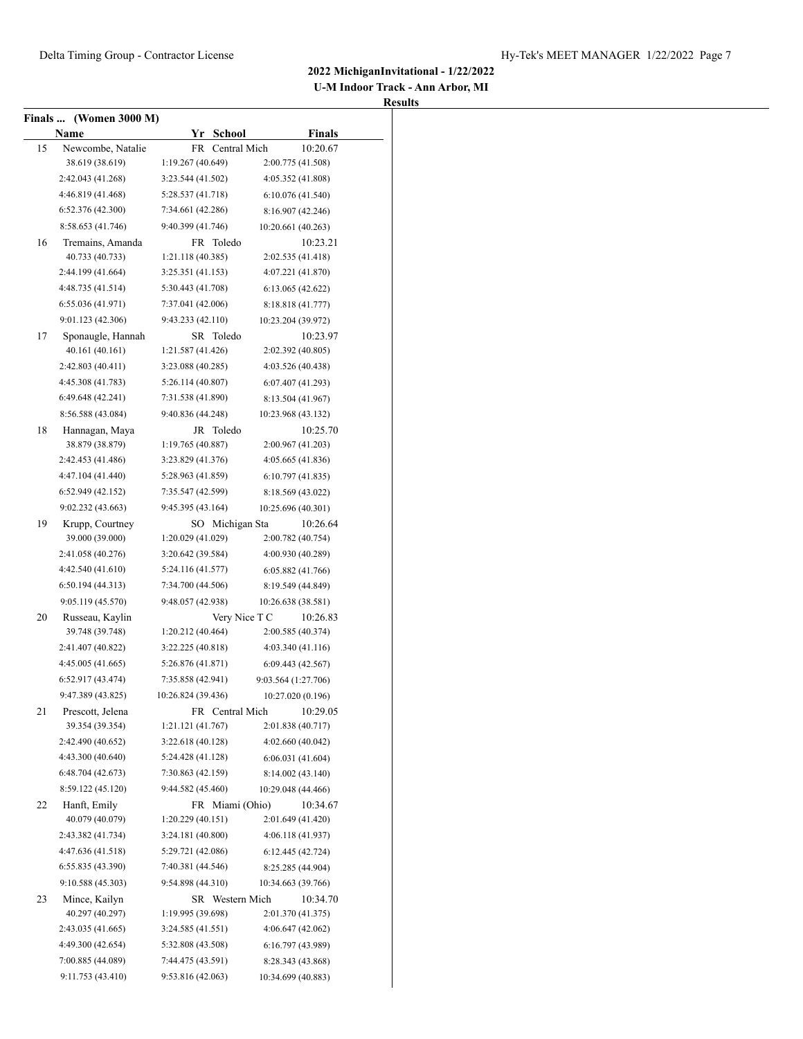## 2022 MichiganInvitational - 1/22/2022

### U-M Indoor Track - Ann Arbor, MI

### Results

**Finals ... (Women 3000 M)**

| | Name | Yr | School | Finals |
|---|---|---|---|---|
| 15 | Newcombe, Natalie | FR | Central Mich | 10:20.67 |
| | 38.619 (38.619) | 1:19.267 (40.649) | 2:00.775 (41.508) | |
| | 2:42.043 (41.268) | 3:23.544 (41.502) | 4:05.352 (41.808) | |
| | 4:46.819 (41.468) | 5:28.537 (41.718) | 6:10.076 (41.540) | |
| | 6:52.376 (42.300) | 7:34.661 (42.286) | 8:16.907 (42.246) | |
| | 8:58.653 (41.746) | 9:40.399 (41.746) | 10:20.661 (40.263) | |
| 16 | Tremains, Amanda | FR | Toledo | 10:23.21 |
| | 40.733 (40.733) | 1:21.118 (40.385) | 2:02.535 (41.418) | |
| | 2:44.199 (41.664) | 3:25.351 (41.153) | 4:07.221 (41.870) | |
| | 4:48.735 (41.514) | 5:30.443 (41.708) | 6:13.065 (42.622) | |
| | 6:55.036 (41.971) | 7:37.041 (42.006) | 8:18.818 (41.777) | |
| | 9:01.123 (42.306) | 9:43.233 (42.110) | 10:23.204 (39.972) | |
| 17 | Sponaugle, Hannah | SR | Toledo | 10:23.97 |
| | 40.161 (40.161) | 1:21.587 (41.426) | 2:02.392 (40.805) | |
| | 2:42.803 (40.411) | 3:23.088 (40.285) | 4:03.526 (40.438) | |
| | 4:45.308 (41.783) | 5:26.114 (40.807) | 6:07.407 (41.293) | |
| | 6:49.648 (42.241) | 7:31.538 (41.890) | 8:13.504 (41.967) | |
| | 8:56.588 (43.084) | 9:40.836 (44.248) | 10:23.968 (43.132) | |
| 18 | Hannagan, Maya | JR | Toledo | 10:25.70 |
| | 38.879 (38.879) | 1:19.765 (40.887) | 2:00.967 (41.203) | |
| | 2:42.453 (41.486) | 3:23.829 (41.376) | 4:05.665 (41.836) | |
| | 4:47.104 (41.440) | 5:28.963 (41.859) | 6:10.797 (41.835) | |
| | 6:52.949 (42.152) | 7:35.547 (42.599) | 8:18.569 (43.022) | |
| | 9:02.232 (43.663) | 9:45.395 (43.164) | 10:25.696 (40.301) | |
| 19 | Krupp, Courtney | SO | Michigan Sta | 10:26.64 |
| | 39.000 (39.000) | 1:20.029 (41.029) | 2:00.782 (40.754) | |
| | 2:41.058 (40.276) | 3:20.642 (39.584) | 4:00.930 (40.289) | |
| | 4:42.540 (41.610) | 5:24.116 (41.577) | 6:05.882 (41.766) | |
| | 6:50.194 (44.313) | 7:34.700 (44.506) | 8:19.549 (44.849) | |
| | 9:05.119 (45.570) | 9:48.057 (42.938) | 10:26.638 (38.581) | |
| 20 | Russeau, Kaylin | | Very Nice T C | 10:26.83 |
| | 39.748 (39.748) | 1:20.212 (40.464) | 2:00.585 (40.374) | |
| | 2:41.407 (40.822) | 3:22.225 (40.818) | 4:03.340 (41.116) | |
| | 4:45.005 (41.665) | 5:26.876 (41.871) | 6:09.443 (42.567) | |
| | 6:52.917 (43.474) | 7:35.858 (42.941) | 9:03.564 (1:27.706) | |
| | 9:47.389 (43.825) | 10:26.824 (39.436) | 10:27.020 (0.196) | |
| 21 | Prescott, Jelena | FR | Central Mich | 10:29.05 |
| | 39.354 (39.354) | 1:21.121 (41.767) | 2:01.838 (40.717) | |
| | 2:42.490 (40.652) | 3:22.618 (40.128) | 4:02.660 (40.042) | |
| | 4:43.300 (40.640) | 5:24.428 (41.128) | 6:06.031 (41.604) | |
| | 6:48.704 (42.673) | 7:30.863 (42.159) | 8:14.002 (43.140) | |
| | 8:59.122 (45.120) | 9:44.582 (45.460) | 10:29.048 (44.466) | |
| 22 | Hanft, Emily | FR | Miami (Ohio) | 10:34.67 |
| | 40.079 (40.079) | 1:20.229 (40.151) | 2:01.649 (41.420) | |
| | 2:43.382 (41.734) | 3:24.181 (40.800) | 4:06.118 (41.937) | |
| | 4:47.636 (41.518) | 5:29.721 (42.086) | 6:12.445 (42.724) | |
| | 6:55.835 (43.390) | 7:40.381 (44.546) | 8:25.285 (44.904) | |
| | 9:10.588 (45.303) | 9:54.898 (44.310) | 10:34.663 (39.766) | |
| 23 | Mince, Kailyn | SR | Western Mich | 10:34.70 |
| | 40.297 (40.297) | 1:19.995 (39.698) | 2:01.370 (41.375) | |
| | 2:43.035 (41.665) | 3:24.585 (41.551) | 4:06.647 (42.062) | |
| | 4:49.300 (42.654) | 5:32.808 (43.508) | 6:16.797 (43.989) | |
| | 7:00.885 (44.089) | 7:44.475 (43.591) | 8:28.343 (43.868) | |
| | 9:11.753 (43.410) | 9:53.816 (42.063) | 10:34.699 (40.883) | |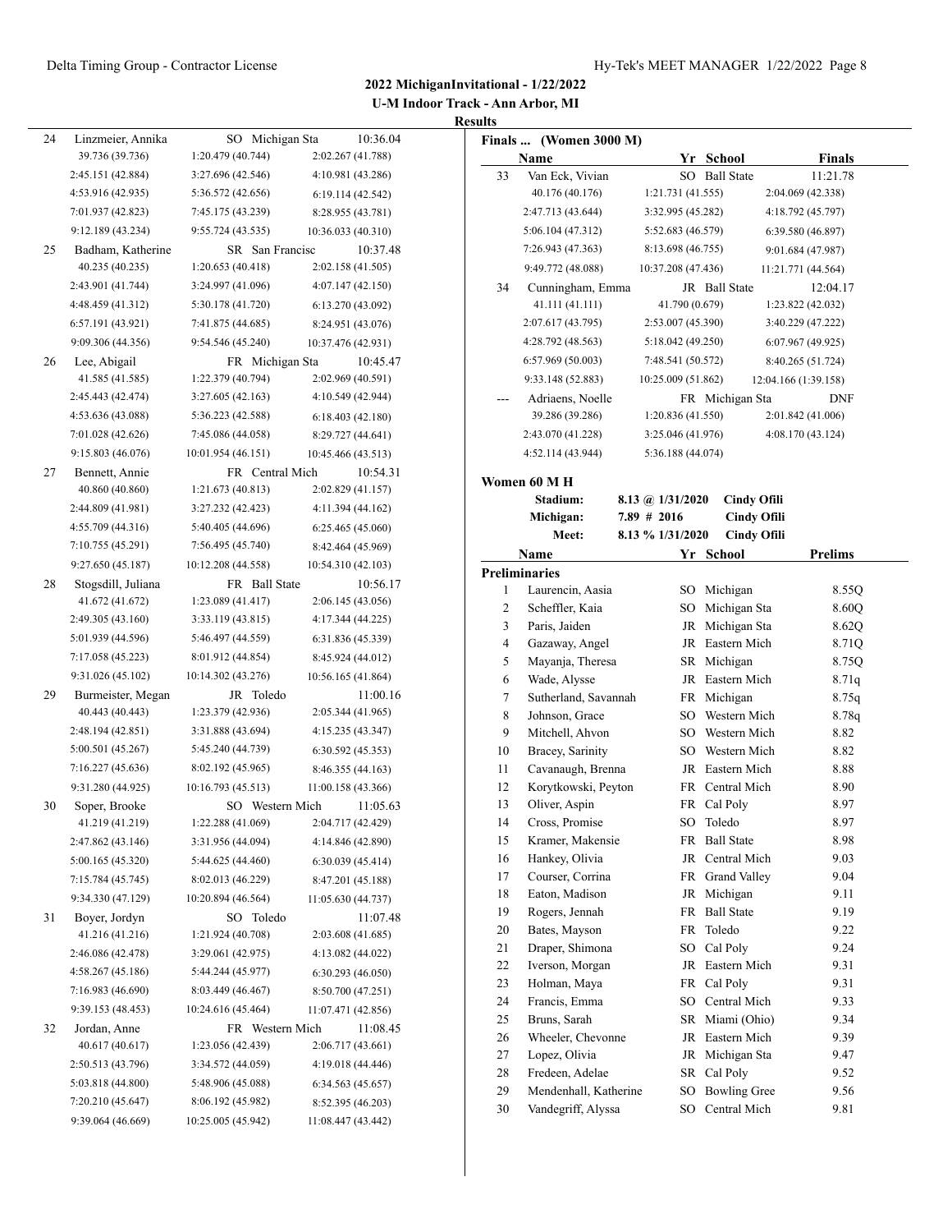**2022 MichiganInvitational - 1/22/2022**

**U-M Indoor Track - Ann Arbor, MI**

**Results**

| Place | Name | Yr | School | Finals |
|---|---|---|---|---|
| 24 | Linzmeier, Annika | SO | Michigan Sta | 10:36.04 |
| | 39.736 (39.736) | 1:20.479 (40.744) | 2:02.267 (41.788) | |
| | 2:45.151 (42.884) | 3:27.696 (42.546) | 4:10.981 (43.286) | |
| | 4:53.916 (42.935) | 5:36.572 (42.656) | 6:19.114 (42.542) | |
| | 7:01.937 (42.823) | 7:45.175 (43.239) | 8:28.955 (43.781) | |
| | 9:12.189 (43.234) | 9:55.724 (43.535) | 10:36.033 (40.310) | |
| 25 | Badham, Katherine | SR | San Francisc | 10:37.48 |
| | 40.235 (40.235) | 1:20.653 (40.418) | 2:02.158 (41.505) | |
| | 2:43.901 (41.744) | 3:24.997 (41.096) | 4:07.147 (42.150) | |
| | 4:48.459 (41.312) | 5:30.178 (41.720) | 6:13.270 (43.092) | |
| | 6:57.191 (43.921) | 7:41.875 (44.685) | 8:24.951 (43.076) | |
| | 9:09.306 (44.356) | 9:54.546 (45.240) | 10:37.476 (42.931) | |
| 26 | Lee, Abigail | FR | Michigan Sta | 10:45.47 |
| | 41.585 (41.585) | 1:22.379 (40.794) | 2:02.969 (40.591) | |
| | 2:45.443 (42.474) | 3:27.605 (42.163) | 4:10.549 (42.944) | |
| | 4:53.636 (43.088) | 5:36.223 (42.588) | 6:18.403 (42.180) | |
| | 7:01.028 (42.626) | 7:45.086 (44.058) | 8:29.727 (44.641) | |
| | 9:15.803 (46.076) | 10:01.954 (46.151) | 10:45.466 (43.513) | |
| 27 | Bennett, Annie | FR | Central Mich | 10:54.31 |
| | 40.860 (40.860) | 1:21.673 (40.813) | 2:02.829 (41.157) | |
| | 2:44.809 (41.981) | 3:27.232 (42.423) | 4:11.394 (44.162) | |
| | 4:55.709 (44.316) | 5:40.405 (44.696) | 6:25.465 (45.060) | |
| | 7:10.755 (45.291) | 7:56.495 (45.740) | 8:42.464 (45.969) | |
| | 9:27.650 (45.187) | 10:12.208 (44.558) | 10:54.310 (42.103) | |
| 28 | Stogsdill, Juliana | FR | Ball State | 10:56.17 |
| | 41.672 (41.672) | 1:23.089 (41.417) | 2:06.145 (43.056) | |
| | 2:49.305 (43.160) | 3:33.119 (43.815) | 4:17.344 (44.225) | |
| | 5:01.939 (44.596) | 5:46.497 (44.559) | 6:31.836 (45.339) | |
| | 7:17.058 (45.223) | 8:01.912 (44.854) | 8:45.924 (44.012) | |
| | 9:31.026 (45.102) | 10:14.302 (43.276) | 10:56.165 (41.864) | |
| 29 | Burmeister, Megan | JR | Toledo | 11:00.16 |
| | 40.443 (40.443) | 1:23.379 (42.936) | 2:05.344 (41.965) | |
| | 2:48.194 (42.851) | 3:31.888 (43.694) | 4:15.235 (43.347) | |
| | 5:00.501 (45.267) | 5:45.240 (44.739) | 6:30.592 (45.353) | |
| | 7:16.227 (45.636) | 8:02.192 (45.965) | 8:46.355 (44.163) | |
| | 9:31.280 (44.925) | 10:16.793 (45.513) | 11:00.158 (43.366) | |
| 30 | Soper, Brooke | SO | Western Mich | 11:05.63 |
| | 41.219 (41.219) | 1:22.288 (41.069) | 2:04.717 (42.429) | |
| | 2:47.862 (43.146) | 3:31.956 (44.094) | 4:14.846 (42.890) | |
| | 5:00.165 (45.320) | 5:44.625 (44.460) | 6:30.039 (45.414) | |
| | 7:15.784 (45.745) | 8:02.013 (46.229) | 8:47.201 (45.188) | |
| | 9:34.330 (47.129) | 10:20.894 (46.564) | 11:05.630 (44.737) | |
| 31 | Boyer, Jordyn | SO | Toledo | 11:07.48 |
| | 41.216 (41.216) | 1:21.924 (40.708) | 2:03.608 (41.685) | |
| | 2:46.086 (42.478) | 3:29.061 (42.975) | 4:13.082 (44.022) | |
| | 4:58.267 (45.186) | 5:44.244 (45.977) | 6:30.293 (46.050) | |
| | 7:16.983 (46.690) | 8:03.449 (46.467) | 8:50.700 (47.251) | |
| | 9:39.153 (48.453) | 10:24.616 (45.464) | 11:07.471 (42.856) | |
| 32 | Jordan, Anne | FR | Western Mich | 11:08.45 |
| | 40.617 (40.617) | 1:23.056 (42.439) | 2:06.717 (43.661) | |
| | 2:50.513 (43.796) | 3:34.572 (44.059) | 4:19.018 (44.446) | |
| | 5:03.818 (44.800) | 5:48.906 (45.088) | 6:34.563 (45.657) | |
| | 7:20.210 (45.647) | 8:06.192 (45.982) | 8:52.395 (46.203) | |
| | 9:39.064 (46.669) | 10:25.005 (45.942) | 11:08.447 (43.442) | |

**Finals ... (Women 3000 M)**

| Place | Name | Yr | School | Finals |
|---|---|---|---|---|
| 33 | Van Eck, Vivian | SO | Ball State | 11:21.78 |
| | 40.176 (40.176) | 1:21.731 (41.555) | 2:04.069 (42.338) | |
| | 2:47.713 (43.644) | 3:32.995 (45.282) | 4:18.792 (45.797) | |
| | 5:06.104 (47.312) | 5:52.683 (46.579) | 6:39.580 (46.897) | |
| | 7:26.943 (47.363) | 8:13.698 (46.755) | 9:01.684 (47.987) | |
| | 9:49.772 (48.088) | 10:37.208 (47.436) | 11:21.771 (44.564) | |
| 34 | Cunningham, Emma | JR | Ball State | 12:04.17 |
| | 41.111 (41.111) | 41.790 (0.679) | 1:23.822 (42.032) | |
| | 2:07.617 (43.795) | 2:53.007 (45.390) | 3:40.229 (47.222) | |
| | 4:28.792 (48.563) | 5:18.042 (49.250) | 6:07.967 (49.925) | |
| | 6:57.969 (50.003) | 7:48.541 (50.572) | 8:40.265 (51.724) | |
| | 9:33.148 (52.883) | 10:25.009 (51.862) | 12:04.166 (1:39.158) | |
| --- | Adriaens, Noelle | FR | Michigan Sta | DNF |
| | 39.286 (39.286) | 1:20.836 (41.550) | 2:01.842 (41.006) | |
| | 2:43.070 (41.228) | 3:25.046 (41.976) | 4:08.170 (43.124) | |
| | 4:52.114 (43.944) | 5:36.188 (44.074) | | |

### Women 60 M H

| | | |
|---|---|---|
| **Stadium:** | **8.13 @ 1/31/2020** | **Cindy Ofili** |
| **Michigan:** | **7.89 # 2016** | **Cindy Ofili** |
| **Meet:** | **8.13 % 1/31/2020** | **Cindy Ofili** |

**Preliminaries**

| Place | Name | Yr | School | Prelims |
|---|---|---|---|---|
| 1 | Laurencin, Aasia | SO | Michigan | 8.55Q |
| 2 | Scheffler, Kaia | SO | Michigan Sta | 8.60Q |
| 3 | Paris, Jaiden | JR | Michigan Sta | 8.62Q |
| 4 | Gazaway, Angel | JR | Eastern Mich | 8.71Q |
| 5 | Mayanja, Theresa | SR | Michigan | 8.75Q |
| 6 | Wade, Alysse | JR | Eastern Mich | 8.71q |
| 7 | Sutherland, Savannah | FR | Michigan | 8.75q |
| 8 | Johnson, Grace | SO | Western Mich | 8.78q |
| 9 | Mitchell, Ahvon | SO | Western Mich | 8.82 |
| 10 | Bracey, Sarinity | SO | Western Mich | 8.82 |
| 11 | Cavanaugh, Brenna | JR | Eastern Mich | 8.88 |
| 12 | Korytkowski, Peyton | FR | Central Mich | 8.90 |
| 13 | Oliver, Aspin | FR | Cal Poly | 8.97 |
| 14 | Cross, Promise | SO | Toledo | 8.97 |
| 15 | Kramer, Makensie | FR | Ball State | 8.98 |
| 16 | Hankey, Olivia | JR | Central Mich | 9.03 |
| 17 | Courser, Corrina | FR | Grand Valley | 9.04 |
| 18 | Eaton, Madison | JR | Michigan | 9.11 |
| 19 | Rogers, Jennah | FR | Ball State | 9.19 |
| 20 | Bates, Mayson | FR | Toledo | 9.22 |
| 21 | Draper, Shimona | SO | Cal Poly | 9.24 |
| 22 | Iverson, Morgan | JR | Eastern Mich | 9.31 |
| 23 | Holman, Maya | FR | Cal Poly | 9.31 |
| 24 | Francis, Emma | SO | Central Mich | 9.33 |
| 25 | Bruns, Sarah | SR | Miami (Ohio) | 9.34 |
| 26 | Wheeler, Chevonne | JR | Eastern Mich | 9.39 |
| 27 | Lopez, Olivia | JR | Michigan Sta | 9.47 |
| 28 | Fredeen, Adelae | SR | Cal Poly | 9.52 |
| 29 | Mendenhall, Katherine | SO | Bowling Gree | 9.56 |
| 30 | Vandegriff, Alyssa | SO | Central Mich | 9.81 |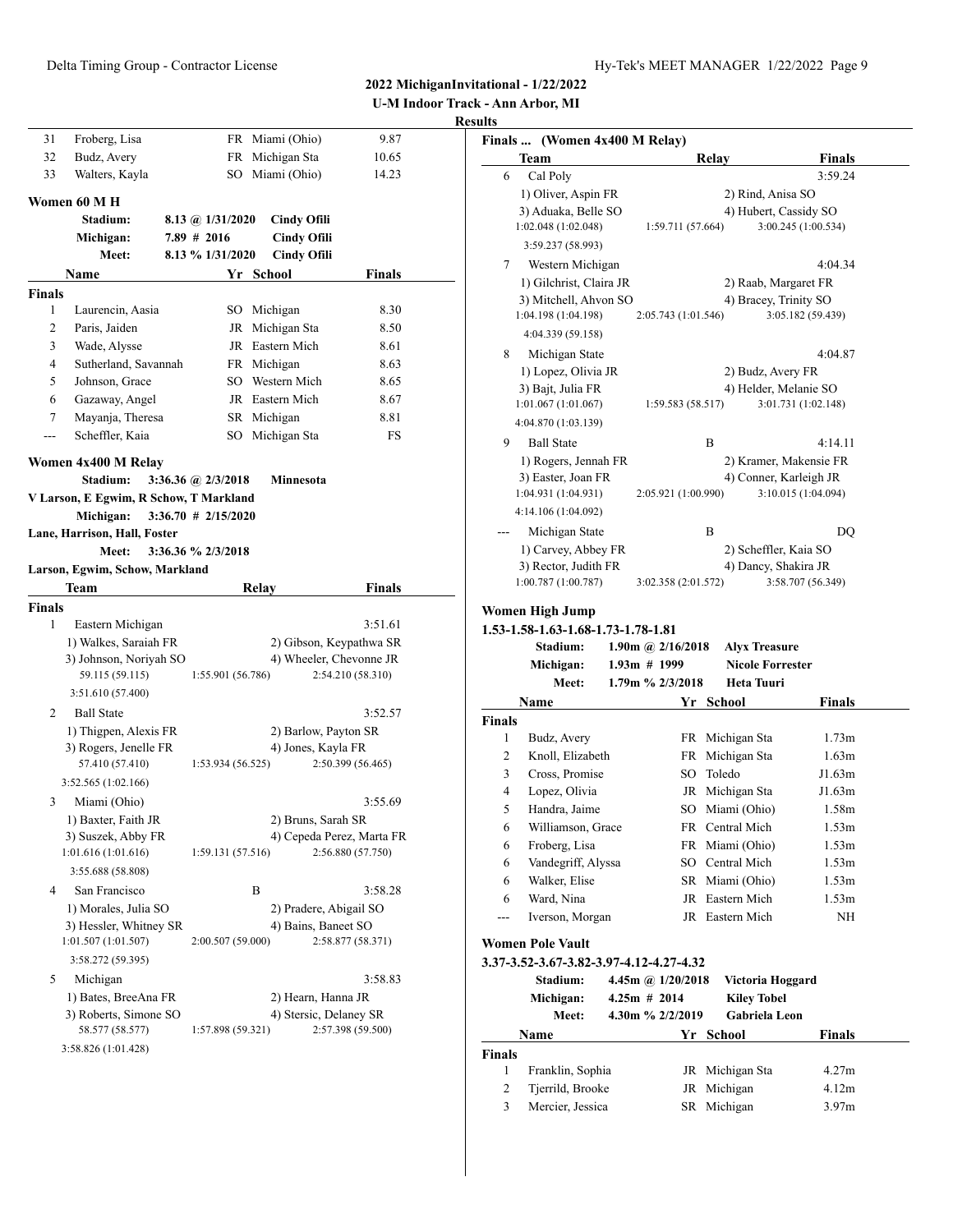**2022 MichiganInvitational - 1/22/2022**
**U-M Indoor Track - Ann Arbor, MI**
**Results**

| | Name | Yr | School | Finals |
|---|---|---|---|---|
| 31 | Froberg, Lisa | FR | Miami (Ohio) | 9.87 |
| 32 | Budz, Avery | FR | Michigan Sta | 10.65 |
| 33 | Walters, Kayla | SO | Miami (Ohio) | 14.23 |

### Women 60 M H

| | | |
|---|---|---|
| Stadium: | 8.13 @ 1/31/2020 | Cindy Ofili |
| Michigan: | 7.89 # 2016 | Cindy Ofili |
| Meet: | 8.13 % 1/31/2020 | Cindy Ofili |

| | Name | Yr | School | Finals |
|---|---|---|---|---|
| **Finals** | | | | |
| 1 | Laurencin, Aasia | SO | Michigan | 8.30 |
| 2 | Paris, Jaiden | JR | Michigan Sta | 8.50 |
| 3 | Wade, Alysse | JR | Eastern Mich | 8.61 |
| 4 | Sutherland, Savannah | FR | Michigan | 8.63 |
| 5 | Johnson, Grace | SO | Western Mich | 8.65 |
| 6 | Gazaway, Angel | JR | Eastern Mich | 8.67 |
| 7 | Mayanja, Theresa | SR | Michigan | 8.81 |
| --- | Scheffler, Kaia | SO | Michigan Sta | FS |

### Women 4x400 M Relay

Stadium: 3:36.36 @ 2/3/2018 Minnesota
V Larson, E Egwim, R Schow, T Markland
Michigan: 3:36.70 # 2/15/2020
Lane, Harrison, Hall, Foster
Meet: 3:36.36 % 2/3/2018
Larson, Egwim, Schow, Markland

| | Team | Relay | Finals |
|---|---|---|---|
| **Finals** | | | |
| 1 | Eastern Michigan | | 3:51.61 |
| | 1) Walkes, Saraiah FR | 2) Gibson, Keypathwa SR | |
| | 3) Johnson, Noriyah SO | 4) Wheeler, Chevonne JR | |
| | 59.115 (59.115) 1:55.901 (56.786) | 2:54.210 (58.310) 3:51.610 (57.400) | |
| 2 | Ball State | | 3:52.57 |
| | 1) Thigpen, Alexis FR | 2) Barlow, Payton SR | |
| | 3) Rogers, Jenelle FR | 4) Jones, Kayla FR | |
| | 57.410 (57.410) 1:53.934 (56.525) | 2:50.399 (56.465) 3:52.565 (1:02.166) | |
| 3 | Miami (Ohio) | | 3:55.69 |
| | 1) Baxter, Faith JR | 2) Bruns, Sarah SR | |
| | 3) Suszek, Abby FR | 4) Cepeda Perez, Marta FR | |
| | 1:01.616 (1:01.616) 1:59.131 (57.516) | 2:56.880 (57.750) 3:55.688 (58.808) | |
| 4 | San Francisco | B | 3:58.28 |
| | 1) Morales, Julia SO | 2) Pradere, Abigail SO | |
| | 3) Hessler, Whitney SR | 4) Bains, Baneet SO | |
| | 1:01.507 (1:01.507) 2:00.507 (59.000) | 2:58.877 (58.371) 3:58.272 (59.395) | |
| 5 | Michigan | | 3:58.83 |
| | 1) Bates, BreeAna FR | 2) Hearn, Hanna JR | |
| | 3) Roberts, Simone SO | 4) Stersic, Delaney SR | |
| | 58.577 (58.577) 1:57.898 (59.321) | 2:57.398 (59.500) 3:58.826 (1:01.428) | |
| 6 | Cal Poly | | 3:59.24 |
| | 1) Oliver, Aspin FR | 2) Rind, Anisa SO | |
| | 3) Aduaka, Belle SO | 4) Hubert, Cassidy SO | |
| | 1:02.048 (1:02.048) 1:59.711 (57.664) | 3:00.245 (1:00.534) 3:59.237 (58.993) | |
| 7 | Western Michigan | | 4:04.34 |
| | 1) Gilchrist, Claira JR | 2) Raab, Margaret FR | |
| | 3) Mitchell, Ahvon SO | 4) Bracey, Trinity SO | |
| | 1:04.198 (1:04.198) 2:05.743 (1:01.546) | 3:05.182 (59.439) 4:04.339 (59.158) | |
| 8 | Michigan State | | 4:04.87 |
| | 1) Lopez, Olivia JR | 2) Budz, Avery FR | |
| | 3) Bajt, Julia FR | 4) Helder, Melanie SO | |
| | 1:01.067 (1:01.067) 1:59.583 (58.517) | 3:01.731 (1:02.148) 4:04.870 (1:03.139) | |
| 9 | Ball State | B | 4:14.11 |
| | 1) Rogers, Jennah FR | 2) Kramer, Makensie FR | |
| | 3) Easter, Joan FR | 4) Conner, Karleigh JR | |
| | 1:04.931 (1:04.931) 2:05.921 (1:00.990) | 3:10.015 (1:04.094) 4:14.106 (1:04.092) | |
| --- | Michigan State | B | DQ |
| | 1) Carvey, Abbey FR | 2) Scheffler, Kaia SO | |
| | 3) Rector, Judith FR | 4) Dancy, Shakira JR | |
| | 1:00.787 (1:00.787) 3:02.358 (2:01.572) | 3:58.707 (56.349) | |

### Women High Jump

**1.53-1.58-1.63-1.68-1.73-1.78-1.81**

| | | |
|---|---|---|
| Stadium: | 1.90m @ 2/16/2018 | Alyx Treasure |
| Michigan: | 1.93m # 1999 | Nicole Forrester |
| Meet: | 1.79m % 2/3/2018 | Heta Tuuri |

| | Name | Yr | School | Finals |
|---|---|---|---|---|
| **Finals** | | | | |
| 1 | Budz, Avery | FR | Michigan Sta | 1.73m |
| 2 | Knoll, Elizabeth | FR | Michigan Sta | 1.63m |
| 3 | Cross, Promise | SO | Toledo | J1.63m |
| 4 | Lopez, Olivia | JR | Michigan Sta | J1.63m |
| 5 | Handra, Jaime | SO | Miami (Ohio) | 1.58m |
| 6 | Williamson, Grace | FR | Central Mich | 1.53m |
| 6 | Froberg, Lisa | FR | Miami (Ohio) | 1.53m |
| 6 | Vandegriff, Alyssa | SO | Central Mich | 1.53m |
| 6 | Walker, Elise | SR | Miami (Ohio) | 1.53m |
| 6 | Ward, Nina | JR | Eastern Mich | 1.53m |
| --- | Iverson, Morgan | JR | Eastern Mich | NH |

### Women Pole Vault

**3.37-3.52-3.67-3.82-3.97-4.12-4.27-4.32**

| | | |
|---|---|---|
| Stadium: | 4.45m @ 1/20/2018 | Victoria Hoggard |
| Michigan: | 4.25m # 2014 | Kiley Tobel |
| Meet: | 4.30m % 2/2/2019 | Gabriela Leon |

| | Name | Yr | School | Finals |
|---|---|---|---|---|
| **Finals** | | | | |
| 1 | Franklin, Sophia | JR | Michigan Sta | 4.27m |
| 2 | Tjerrild, Brooke | JR | Michigan | 4.12m |
| 3 | Mercier, Jessica | SR | Michigan | 3.97m |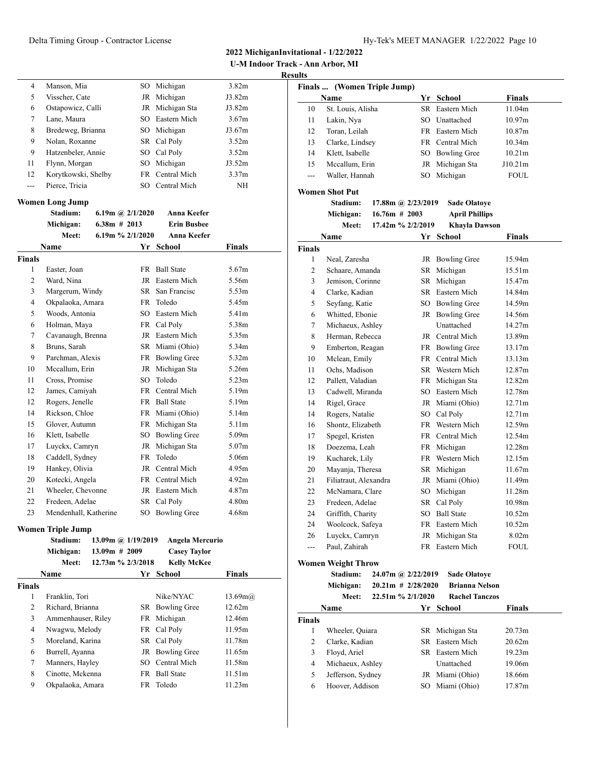## 2022 MichiganInvitational - 1/22/2022

### U-M Indoor Track - Ann Arbor, MI

### Results

| | Name | Yr | School | Finals |
|---|---|---|---|---|
| 4 | Manson, Mia | SO | Michigan | 3.82m |
| 5 | Visscher, Cate | JR | Michigan | J3.82m |
| 6 | Ostapowicz, Calli | JR | Michigan Sta | J3.82m |
| 7 | Lane, Maura | SO | Eastern Mich | 3.67m |
| 8 | Bredeweg, Brianna | SO | Michigan | J3.67m |
| 9 | Nolan, Roxanne | SR | Cal Poly | 3.52m |
| 9 | Hatzenbeler, Annie | SO | Cal Poly | 3.52m |
| 11 | Flynn, Morgan | SO | Michigan | J3.52m |
| 12 | Korytkowski, Shelby | FR | Central Mich | 3.37m |
| --- | Pierce, Tricia | SO | Central Mich | NH |

### Women Long Jump

Stadium: 6.19m @ 2/1/2020 Anna Keefer
Michigan: 6.38m # 2013 Erin Busbee
Meet: 6.19m % 2/1/2020 Anna Keefer

**Finals**

| | Name | Yr | School | Finals |
|---|---|---|---|---|
| 1 | Easter, Joan | FR | Ball State | 5.67m |
| 2 | Ward, Nina | JR | Eastern Mich | 5.56m |
| 3 | Margerum, Windy | SR | San Francisc | 5.53m |
| 4 | Okpalaoka, Amara | FR | Toledo | 5.45m |
| 5 | Woods, Antonia | SO | Eastern Mich | 5.41m |
| 6 | Holman, Maya | FR | Cal Poly | 5.38m |
| 7 | Cavanaugh, Brenna | JR | Eastern Mich | 5.35m |
| 8 | Bruns, Sarah | SR | Miami (Ohio) | 5.34m |
| 9 | Parchman, Alexis | FR | Bowling Gree | 5.32m |
| 10 | Mccallum, Erin | JR | Michigan Sta | 5.26m |
| 11 | Cross, Promise | SO | Toledo | 5.23m |
| 12 | James, Camiyah | FR | Central Mich | 5.19m |
| 12 | Rogers, Jenelle | FR | Ball State | 5.19m |
| 14 | Rickson, Chloe | FR | Miami (Ohio) | 5.14m |
| 15 | Glover, Autumn | FR | Michigan Sta | 5.11m |
| 16 | Klett, Isabelle | SO | Bowling Gree | 5.09m |
| 17 | Luyckx, Camryn | JR | Michigan Sta | 5.07m |
| 18 | Caddell, Sydney | FR | Toledo | 5.06m |
| 19 | Hankey, Olivia | JR | Central Mich | 4.95m |
| 20 | Kotecki, Angela | FR | Central Mich | 4.92m |
| 21 | Wheeler, Chevonne | JR | Eastern Mich | 4.87m |
| 22 | Fredeen, Adelae | SR | Cal Poly | 4.80m |
| 23 | Mendenhall, Katherine | SO | Bowling Gree | 4.68m |

### Women Triple Jump

Stadium: 13.09m @ 1/19/2019 Angela Mercurio
Michigan: 13.09m # 2009 Casey Taylor
Meet: 12.73m % 2/3/2018 Kelly McKee

**Finals**

| | Name | Yr | School | Finals |
|---|---|---|---|---|
| 1 | Franklin, Tori | | Nike/NYAC | 13.69m@ |
| 2 | Richard, Brianna | SR | Bowling Gree | 12.62m |
| 3 | Ammenhauser, Riley | FR | Michigan | 12.46m |
| 4 | Nwagwu, Melody | FR | Cal Poly | 11.95m |
| 5 | Moreland, Karina | SR | Cal Poly | 11.78m |
| 6 | Burrell, Ayanna | JR | Bowling Gree | 11.65m |
| 7 | Manners, Hayley | SO | Central Mich | 11.58m |
| 8 | Cinotte, Mckenna | FR | Ball State | 11.51m |
| 9 | Okpalaoka, Amara | FR | Toledo | 11.23m |
| 10 | St. Louis, Alisha | SR | Eastern Mich | 11.04m |
| 11 | Lakin, Nya | SO | Unattached | 10.97m |
| 12 | Toran, Leilah | FR | Eastern Mich | 10.87m |
| 13 | Clarke, Lindsey | FR | Central Mich | 10.34m |
| 14 | Klett, Isabelle | SO | Bowling Gree | 10.21m |
| 15 | Mccallum, Erin | JR | Michigan Sta | J10.21m |
| --- | Waller, Hannah | SO | Michigan | FOUL |

### Women Shot Put

Stadium: 17.88m @ 2/23/2019 Sade Olatoye
Michigan: 16.76m # 2003 April Phillips
Meet: 17.42m % 2/2/2019 Khayla Dawson

**Finals**

| | Name | Yr | School | Finals |
|---|---|---|---|---|
| 1 | Neal, Zaresha | JR | Bowling Gree | 15.94m |
| 2 | Schaare, Amanda | SR | Michigan | 15.51m |
| 3 | Jemison, Corinne | SR | Michigan | 15.47m |
| 4 | Clarke, Kadian | SR | Eastern Mich | 14.84m |
| 5 | Seyfang, Katie | SO | Bowling Gree | 14.59m |
| 6 | Whitted, Ebonie | JR | Bowling Gree | 14.56m |
| 7 | Michaeux, Ashley | | Unattached | 14.27m |
| 8 | Herman, Rebecca | JR | Central Mich | 13.89m |
| 9 | Emberton, Reagan | FR | Bowling Gree | 13.17m |
| 10 | Mclean, Emily | FR | Central Mich | 13.13m |
| 11 | Ochs, Madison | SR | Western Mich | 12.87m |
| 12 | Pallett, Valadian | FR | Michigan Sta | 12.82m |
| 13 | Cadwell, Miranda | SO | Eastern Mich | 12.78m |
| 14 | Rigel, Grace | JR | Miami (Ohio) | 12.71m |
| 14 | Rogers, Natalie | SO | Cal Poly | 12.71m |
| 16 | Shontz, Elizabeth | FR | Western Mich | 12.59m |
| 17 | Spegel, Kristen | FR | Central Mich | 12.54m |
| 18 | Doezema, Leah | FR | Michigan | 12.28m |
| 19 | Kucharek, Lily | FR | Western Mich | 12.15m |
| 20 | Mayanja, Theresa | SR | Michigan | 11.67m |
| 21 | Filiatraut, Alexandra | JR | Miami (Ohio) | 11.49m |
| 22 | McNamara, Clare | SO | Michigan | 11.28m |
| 23 | Fredeen, Adelae | SR | Cal Poly | 10.98m |
| 24 | Griffith, Charity | SO | Ball State | 10.52m |
| 24 | Woolcock, Safeya | FR | Eastern Mich | 10.52m |
| 26 | Luyckx, Camryn | JR | Michigan Sta | 8.02m |
| --- | Paul, Zahirah | FR | Eastern Mich | FOUL |

### Women Weight Throw

Stadium: 24.07m @ 2/22/2019 Sade Olatoye
Michigan: 20.21m # 2/28/2020 Brianna Nelson
Meet: 22.51m % 2/1/2020 Rachel Tanczos

**Finals**

| | Name | Yr | School | Finals |
|---|---|---|---|---|
| 1 | Wheeler, Quiara | SR | Michigan Sta | 20.73m |
| 2 | Clarke, Kadian | SR | Eastern Mich | 20.62m |
| 3 | Floyd, Ariel | SR | Eastern Mich | 19.23m |
| 4 | Michaeux, Ashley | | Unattached | 19.06m |
| 5 | Jefferson, Sydney | JR | Miami (Ohio) | 18.66m |
| 6 | Hoover, Addison | SO | Miami (Ohio) | 17.87m |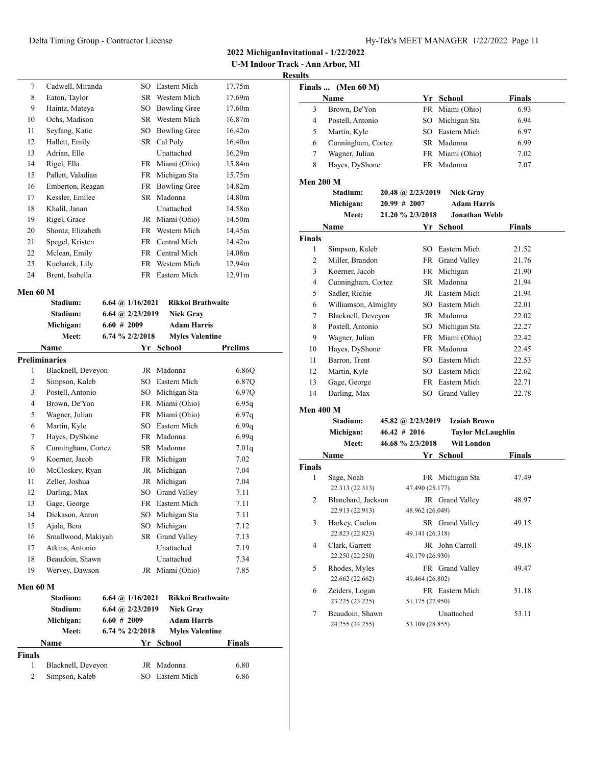## 2022 MichiganInvitational - 1/22/2022
### U-M Indoor Track - Ann Arbor, MI
### Results

| | Name | Yr | School | Finals |
|---|---|---|---|---|
| 7 | Cadwell, Miranda | SO | Eastern Mich | 17.75m |
| 8 | Eaton, Taylor | SR | Western Mich | 17.69m |
| 9 | Haintz, Mateya | SO | Bowling Gree | 17.60m |
| 10 | Ochs, Madison | SR | Western Mich | 16.87m |
| 11 | Seyfang, Katie | SO | Bowling Gree | 16.42m |
| 12 | Hallett, Emily | SR | Cal Poly | 16.40m |
| 13 | Adrian, Elle | | Unattached | 16.29m |
| 14 | Rigel, Ella | FR | Miami (Ohio) | 15.84m |
| 15 | Pallett, Valadian | FR | Michigan Sta | 15.75m |
| 16 | Emberton, Reagan | FR | Bowling Gree | 14.82m |
| 17 | Kessler, Emilee | SR | Madonna | 14.80m |
| 18 | Khalil, Janan | | Unattached | 14.58m |
| 19 | Rigel, Grace | JR | Miami (Ohio) | 14.50m |
| 20 | Shontz, Elizabeth | FR | Western Mich | 14.45m |
| 21 | Spegel, Kristen | FR | Central Mich | 14.42m |
| 22 | Mclean, Emily | FR | Central Mich | 14.08m |
| 23 | Kucharek, Lily | FR | Western Mich | 12.94m |
| 24 | Brent, Isabella | FR | Eastern Mich | 12.91m |

### Men 60 M

| | | |
|---|---|---|
| Stadium: | 6.64 @ 1/16/2021 | Rikkoi Brathwaite |
| Stadium: | 6.64 @ 2/23/2019 | Nick Gray |
| Michigan: | 6.60 # 2009 | Adam Harris |
| Meet: | 6.74 % 2/2/2018 | Myles Valentine |

**Preliminaries**

| | Name | Yr | School | Prelims |
|---|---|---|---|---|
| 1 | Blacknell, Deveyon | JR | Madonna | 6.86Q |
| 2 | Simpson, Kaleb | SO | Eastern Mich | 6.87Q |
| 3 | Postell, Antonio | SO | Michigan Sta | 6.97Q |
| 4 | Brown, De'Yon | FR | Miami (Ohio) | 6.95q |
| 5 | Wagner, Julian | FR | Miami (Ohio) | 6.97q |
| 6 | Martin, Kyle | SO | Eastern Mich | 6.99q |
| 7 | Hayes, DyShone | FR | Madonna | 6.99q |
| 8 | Cunningham, Cortez | SR | Madonna | 7.01q |
| 9 | Koerner, Jacob | FR | Michigan | 7.02 |
| 10 | McCloskey, Ryan | JR | Michigan | 7.04 |
| 11 | Zeller, Joshua | JR | Michigan | 7.04 |
| 12 | Darling, Max | SO | Grand Valley | 7.11 |
| 13 | Gage, George | FR | Eastern Mich | 7.11 |
| 14 | Dickason, Aaron | SO | Michigan Sta | 7.11 |
| 15 | Ajala, Bera | SO | Michigan | 7.12 |
| 16 | Smallwood, Makiyah | SR | Grand Valley | 7.13 |
| 17 | Atkins, Antonio | | Unattached | 7.19 |
| 18 | Beaudoin, Shawn | | Unattached | 7.34 |
| 19 | Wervey, Dawson | JR | Miami (Ohio) | 7.85 |

### Men 60 M

| | | |
|---|---|---|
| Stadium: | 6.64 @ 1/16/2021 | Rikkoi Brathwaite |
| Stadium: | 6.64 @ 2/23/2019 | Nick Gray |
| Michigan: | 6.60 # 2009 | Adam Harris |
| Meet: | 6.74 % 2/2/2018 | Myles Valentine |

**Finals**

| | Name | Yr | School | Finals |
|---|---|---|---|---|
| 1 | Blacknell, Deveyon | JR | Madonna | 6.80 |
| 2 | Simpson, Kaleb | SO | Eastern Mich | 6.86 |
| 3 | Brown, De'Yon | FR | Miami (Ohio) | 6.93 |
| 4 | Postell, Antonio | SO | Michigan Sta | 6.94 |
| 5 | Martin, Kyle | SO | Eastern Mich | 6.97 |
| 6 | Cunningham, Cortez | SR | Madonna | 6.99 |
| 7 | Wagner, Julian | FR | Miami (Ohio) | 7.02 |
| 8 | Hayes, DyShone | FR | Madonna | 7.07 |

### Men 200 M

| | | |
|---|---|---|
| Stadium: | 20.48 @ 2/23/2019 | Nick Gray |
| Michigan: | 20.99 # 2007 | Adam Harris |
| Meet: | 21.20 % 2/3/2018 | Jonathan Webb |

**Finals**

| | Name | Yr | School | Finals |
|---|---|---|---|---|
| 1 | Simpson, Kaleb | SO | Eastern Mich | 21.52 |
| 2 | Miller, Brandon | FR | Grand Valley | 21.76 |
| 3 | Koerner, Jacob | FR | Michigan | 21.90 |
| 4 | Cunningham, Cortez | SR | Madonna | 21.94 |
| 5 | Sadler, Richie | JR | Eastern Mich | 21.94 |
| 6 | Williamson, Almighty | SO | Eastern Mich | 22.01 |
| 7 | Blacknell, Deveyon | JR | Madonna | 22.02 |
| 8 | Postell, Antonio | SO | Michigan Sta | 22.27 |
| 9 | Wagner, Julian | FR | Miami (Ohio) | 22.42 |
| 10 | Hayes, DyShone | FR | Madonna | 22.45 |
| 11 | Barron, Trent | SO | Eastern Mich | 22.53 |
| 12 | Martin, Kyle | SO | Eastern Mich | 22.62 |
| 13 | Gage, George | FR | Eastern Mich | 22.71 |
| 14 | Darling, Max | SO | Grand Valley | 22.78 |

### Men 400 M

| | | |
|---|---|---|
| Stadium: | 45.82 @ 2/23/2019 | Izaiah Brown |
| Michigan: | 46.42 # 2016 | Taylor McLaughlin |
| Meet: | 46.68 % 2/3/2018 | Wil London |

**Finals**

| | Name | Yr | School | Finals |
|---|---|---|---|---|
| 1 | Sage, Noah | FR | Michigan Sta | 47.49 |
| | 22.313 (22.313) | 47.490 (25.177) | | |
| 2 | Blanchard, Jackson | JR | Grand Valley | 48.97 |
| | 22.913 (22.913) | 48.962 (26.049) | | |
| 3 | Harkey, Caelon | SR | Grand Valley | 49.15 |
| | 22.823 (22.823) | 49.141 (26.318) | | |
| 4 | Clark, Garrett | JR | John Carroll | 49.18 |
| | 22.250 (22.250) | 49.179 (26.930) | | |
| 5 | Rhodes, Myles | FR | Grand Valley | 49.47 |
| | 22.662 (22.662) | 49.464 (26.802) | | |
| 6 | Zeiders, Logan | FR | Eastern Mich | 51.18 |
| | 23.225 (23.225) | 51.175 (27.950) | | |
| 7 | Beaudoin, Shawn | | Unattached | 53.11 |
| | 24.255 (24.255) | 53.109 (28.855) | | |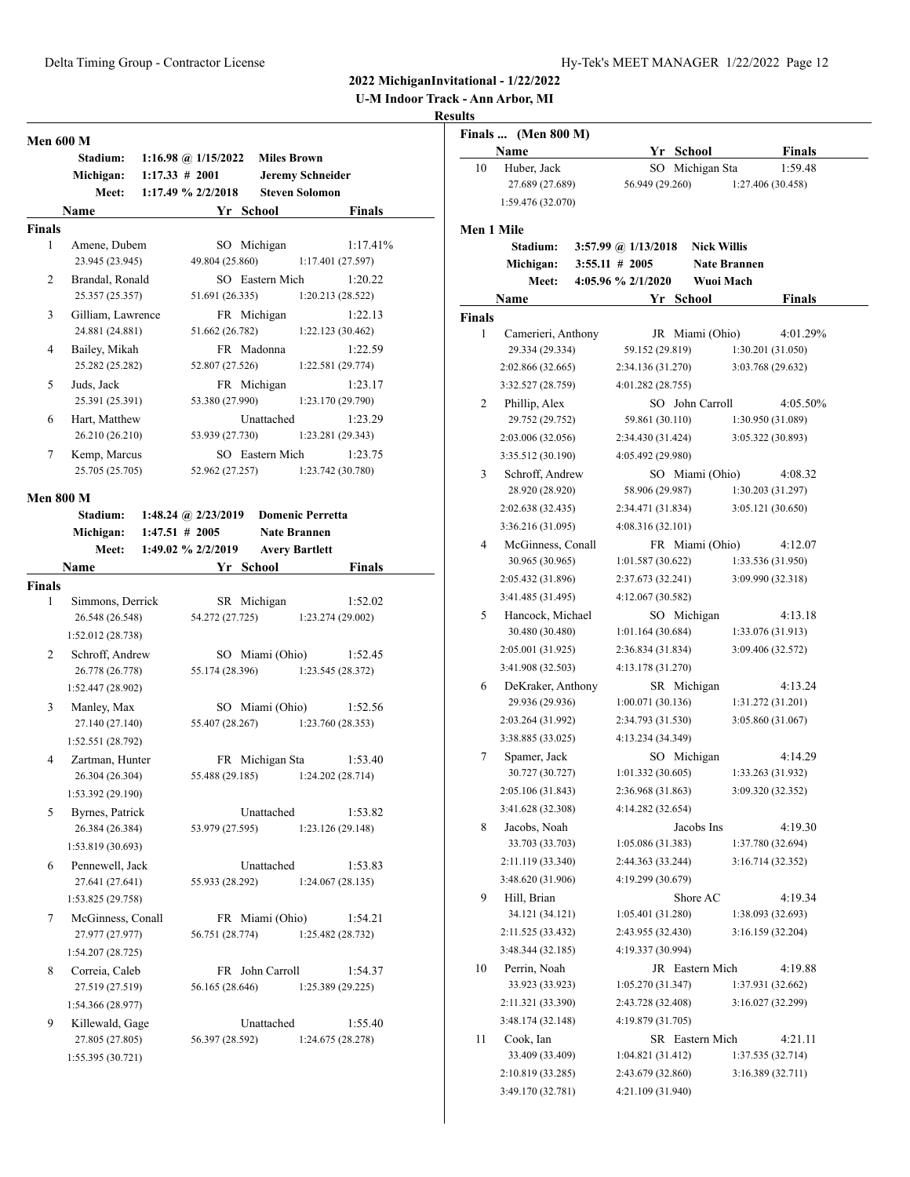**2022 MichiganInvitational - 1/22/2022**
**U-M Indoor Track - Ann Arbor, MI**
**Results**

## Men 600 M

| | | | |
|---|---|---|---|
| Stadium: | 1:16.98 @ 1/15/2022 | Miles Brown | |
| Michigan: | 1:17.33 # 2001 | Jeremy Schneider | |
| Meet: | 1:17.49 % 2/2/2018 | Steven Solomon | |

**Finals**

| Place | Name | Yr | School | Finals |
|---|---|---|---|---|
| 1 | Amene, Dubem | SO | Michigan | 1:17.41% |
| | 23.945 (23.945) | 49.804 (25.860) | 1:17.401 (27.597) | |
| 2 | Brandal, Ronald | SO | Eastern Mich | 1:20.22 |
| | 25.357 (25.357) | 51.691 (26.335) | 1:20.213 (28.522) | |
| 3 | Gilliam, Lawrence | FR | Michigan | 1:22.13 |
| | 24.881 (24.881) | 51.662 (26.782) | 1:22.123 (30.462) | |
| 4 | Bailey, Mikah | FR | Madonna | 1:22.59 |
| | 25.282 (25.282) | 52.807 (27.526) | 1:22.581 (29.774) | |
| 5 | Juds, Jack | FR | Michigan | 1:23.17 |
| | 25.391 (25.391) | 53.380 (27.990) | 1:23.170 (29.790) | |
| 6 | Hart, Matthew | | Unattached | 1:23.29 |
| | 26.210 (26.210) | 53.939 (27.730) | 1:23.281 (29.343) | |
| 7 | Kemp, Marcus | SO | Eastern Mich | 1:23.75 |
| | 25.705 (25.705) | 52.962 (27.257) | 1:23.742 (30.780) | |

## Men 800 M

| | | | |
|---|---|---|---|
| Stadium: | 1:48.24 @ 2/23/2019 | Domenic Perretta | |
| Michigan: | 1:47.51 # 2005 | Nate Brannen | |
| Meet: | 1:49.02 % 2/2/2019 | Avery Bartlett | |

**Finals**

| Place | Name | Yr | School | Finals |
|---|---|---|---|---|
| 1 | Simmons, Derrick | SR | Michigan | 1:52.02 |
| | 26.548 (26.548) | 54.272 (27.725) | 1:23.274 (29.002) | |
| | 1:52.012 (28.738) | | | |
| 2 | Schroff, Andrew | SO | Miami (Ohio) | 1:52.45 |
| | 26.778 (26.778) | 55.174 (28.396) | 1:23.545 (28.372) | |
| | 1:52.447 (28.902) | | | |
| 3 | Manley, Max | SO | Miami (Ohio) | 1:52.56 |
| | 27.140 (27.140) | 55.407 (28.267) | 1:23.760 (28.353) | |
| | 1:52.551 (28.792) | | | |
| 4 | Zartman, Hunter | FR | Michigan Sta | 1:53.40 |
| | 26.304 (26.304) | 55.488 (29.185) | 1:24.202 (28.714) | |
| | 1:53.392 (29.190) | | | |
| 5 | Byrnes, Patrick | | Unattached | 1:53.82 |
| | 26.384 (26.384) | 53.979 (27.595) | 1:23.126 (29.148) | |
| | 1:53.819 (30.693) | | | |
| 6 | Pennewell, Jack | | Unattached | 1:53.83 |
| | 27.641 (27.641) | 55.933 (28.292) | 1:24.067 (28.135) | |
| | 1:53.825 (29.758) | | | |
| 7 | McGinness, Conall | FR | Miami (Ohio) | 1:54.21 |
| | 27.977 (27.977) | 56.751 (28.774) | 1:25.482 (28.732) | |
| | 1:54.207 (28.725) | | | |
| 8 | Correia, Caleb | FR | John Carroll | 1:54.37 |
| | 27.519 (27.519) | 56.165 (28.646) | 1:25.389 (29.225) | |
| | 1:54.366 (28.977) | | | |
| 9 | Killewald, Gage | | Unattached | 1:55.40 |
| | 27.805 (27.805) | 56.397 (28.592) | 1:24.675 (28.278) | |
| | 1:55.395 (30.721) | | | |

**Finals ... (Men 800 M)**

| Place | Name | Yr | School | Finals |
|---|---|---|---|---|
| 10 | Huber, Jack | SO | Michigan Sta | 1:59.48 |
| | 27.689 (27.689) | 56.949 (29.260) | 1:27.406 (30.458) | |
| | 1:59.476 (32.070) | | | |

## Men 1 Mile

| | | | |
|---|---|---|---|
| Stadium: | 3:57.99 @ 1/13/2018 | Nick Willis | |
| Michigan: | 3:55.11 # 2005 | Nate Brannen | |
| Meet: | 4:05.96 % 2/1/2020 | Wuoi Mach | |

**Finals**

| Place | Name | Yr | School | Finals |
|---|---|---|---|---|
| 1 | Camerieri, Anthony | JR | Miami (Ohio) | 4:01.29% |
| | 29.334 (29.334) | 59.152 (29.819) | 1:30.201 (31.050) | |
| | 2:02.866 (32.665) | 2:34.136 (31.270) | 3:03.768 (29.632) | |
| | 3:32.527 (28.759) | 4:01.282 (28.755) | | |
| 2 | Phillip, Alex | SO | John Carroll | 4:05.50% |
| | 29.752 (29.752) | 59.861 (30.110) | 1:30.950 (31.089) | |
| | 2:03.006 (32.056) | 2:34.430 (31.424) | 3:05.322 (30.893) | |
| | 3:35.512 (30.190) | 4:05.492 (29.980) | | |
| 3 | Schroff, Andrew | SO | Miami (Ohio) | 4:08.32 |
| | 28.920 (28.920) | 58.906 (29.987) | 1:30.203 (31.297) | |
| | 2:02.638 (32.435) | 2:34.471 (31.834) | 3:05.121 (30.650) | |
| | 3:36.216 (31.095) | 4:08.316 (32.101) | | |
| 4 | McGinness, Conall | FR | Miami (Ohio) | 4:12.07 |
| | 30.965 (30.965) | 1:01.587 (30.622) | 1:33.536 (31.950) | |
| | 2:05.432 (31.896) | 2:37.673 (32.241) | 3:09.990 (32.318) | |
| | 3:41.485 (31.495) | 4:12.067 (30.582) | | |
| 5 | Hancock, Michael | SO | Michigan | 4:13.18 |
| | 30.480 (30.480) | 1:01.164 (30.684) | 1:33.076 (31.913) | |
| | 2:05.001 (31.925) | 2:36.834 (31.834) | 3:09.406 (32.572) | |
| | 3:41.908 (32.503) | 4:13.178 (31.270) | | |
| 6 | DeKraker, Anthony | SR | Michigan | 4:13.24 |
| | 29.936 (29.936) | 1:00.071 (30.136) | 1:31.272 (31.201) | |
| | 2:03.264 (31.992) | 2:34.793 (31.530) | 3:05.860 (31.067) | |
| | 3:38.885 (33.025) | 4:13.234 (34.349) | | |
| 7 | Spamer, Jack | SO | Michigan | 4:14.29 |
| | 30.727 (30.727) | 1:01.332 (30.605) | 1:33.263 (31.932) | |
| | 2:05.106 (31.843) | 2:36.968 (31.863) | 3:09.320 (32.352) | |
| | 3:41.628 (32.308) | 4:14.282 (32.654) | | |
| 8 | Jacobs, Noah | | Jacobs Ins | 4:19.30 |
| | 33.703 (33.703) | 1:05.086 (31.383) | 1:37.780 (32.694) | |
| | 2:11.119 (33.340) | 2:44.363 (33.244) | 3:16.714 (32.352) | |
| | 3:48.620 (31.906) | 4:19.299 (30.679) | | |
| 9 | Hill, Brian | | Shore AC | 4:19.34 |
| | 34.121 (34.121) | 1:05.401 (31.280) | 1:38.093 (32.693) | |
| | 2:11.525 (33.432) | 2:43.955 (32.430) | 3:16.159 (32.204) | |
| | 3:48.344 (32.185) | 4:19.337 (30.994) | | |
| 10 | Perrin, Noah | JR | Eastern Mich | 4:19.88 |
| | 33.923 (33.923) | 1:05.270 (31.347) | 1:37.931 (32.662) | |
| | 2:11.321 (33.390) | 2:43.728 (32.408) | 3:16.027 (32.299) | |
| | 3:48.174 (32.148) | 4:19.879 (31.705) | | |
| 11 | Cook, Ian | SR | Eastern Mich | 4:21.11 |
| | 33.409 (33.409) | 1:04.821 (31.412) | 1:37.535 (32.714) | |
| | 2:10.819 (33.285) | 2:43.679 (32.860) | 3:16.389 (32.711) | |
| | 3:49.170 (32.781) | 4:21.109 (31.940) | | |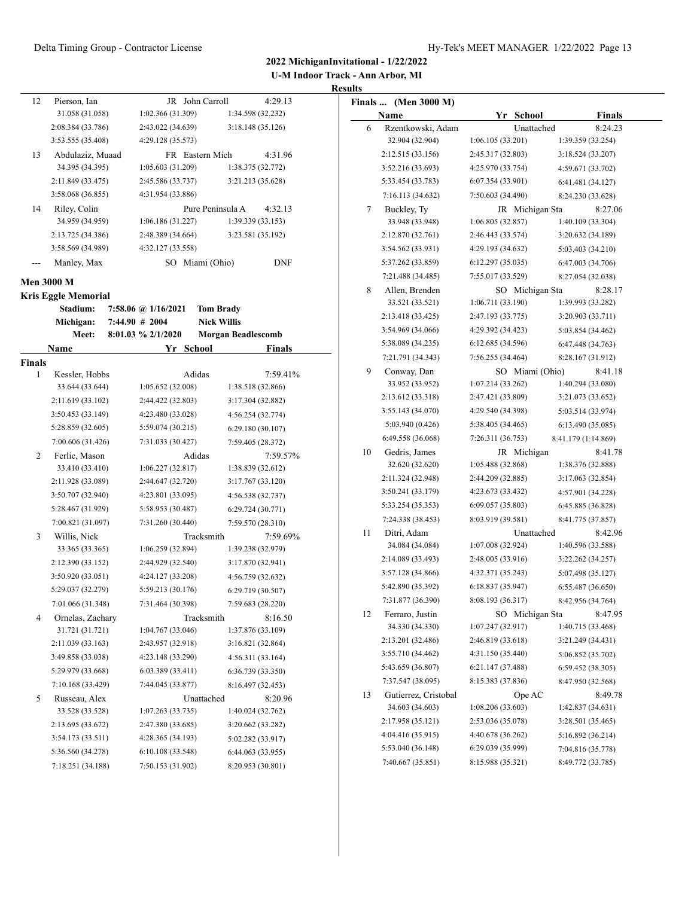**2022 MichiganInvitational - 1/22/2022**
**U-M Indoor Track - Ann Arbor, MI**
**Results**

| Place | Name | Yr | School | Finals |
|---|---|---|---|---|
| 12 | Pierson, Ian | JR | John Carroll | 4:29.13 |
| | 31.058 (31.058) | 1:02.366 (31.309) | 1:34.598 (32.232) | |
| | 2:08.384 (33.786) | 2:43.022 (34.639) | 3:18.148 (35.126) | |
| | 3:53.555 (35.408) | 4:29.128 (35.573) | | |
| 13 | Abdulaziz, Muaad | FR | Eastern Mich | 4:31.96 |
| | 34.395 (34.395) | 1:05.603 (31.209) | 1:38.375 (32.772) | |
| | 2:11.849 (33.475) | 2:45.586 (33.737) | 3:21.213 (35.628) | |
| | 3:58.068 (36.855) | 4:31.954 (33.886) | | |
| 14 | Riley, Colin | | Pure Peninsula A | 4:32.13 |
| | 34.959 (34.959) | 1:06.186 (31.227) | 1:39.339 (33.153) | |
| | 2:13.725 (34.386) | 2:48.389 (34.664) | 3:23.581 (35.192) | |
| | 3:58.569 (34.989) | 4:32.127 (33.558) | | |
| --- | Manley, Max | SO | Miami (Ohio) | DNF |

## Men 3000 M

**Kris Eggle Memorial**

| | | | |
|---|---|---|---|
| Stadium: | 7:58.06 @ 1/16/2021 | Tom Brady | |
| Michigan: | 7:44.90 # 2004 | Nick Willis | |
| Meet: | 8:01.03 % 2/1/2020 | Morgan Beadlescomb | |

**Finals**

| Place | Name | Yr | School | Finals |
|---|---|---|---|---|
| 1 | Kessler, Hobbs | | Adidas | 7:59.41% |
| | 33.644 (33.644) | 1:05.652 (32.008) | 1:38.518 (32.866) | |
| | 2:11.619 (33.102) | 2:44.422 (32.803) | 3:17.304 (32.882) | |
| | 3:50.453 (33.149) | 4:23.480 (33.028) | 4:56.254 (32.774) | |
| | 5:28.859 (32.605) | 5:59.074 (30.215) | 6:29.180 (30.107) | |
| | 7:00.606 (31.426) | 7:31.033 (30.427) | 7:59.405 (28.372) | |
| 2 | Ferlic, Mason | | Adidas | 7:59.57% |
| | 33.410 (33.410) | 1:06.227 (32.817) | 1:38.839 (32.612) | |
| | 2:11.928 (33.089) | 2:44.647 (32.720) | 3:17.767 (33.120) | |
| | 3:50.707 (32.940) | 4:23.801 (33.095) | 4:56.538 (32.737) | |
| | 5:28.467 (31.929) | 5:58.953 (30.487) | 6:29.724 (30.771) | |
| | 7:00.821 (31.097) | 7:31.260 (30.440) | 7:59.570 (28.310) | |
| 3 | Willis, Nick | | Tracksmith | 7:59.69% |
| | 33.365 (33.365) | 1:06.259 (32.894) | 1:39.238 (32.979) | |
| | 2:12.390 (33.152) | 2:44.929 (32.540) | 3:17.870 (32.941) | |
| | 3:50.920 (33.051) | 4:24.127 (33.208) | 4:56.759 (32.632) | |
| | 5:29.037 (32.279) | 5:59.213 (30.176) | 6:29.719 (30.507) | |
| | 7:01.066 (31.348) | 7:31.464 (30.398) | 7:59.683 (28.220) | |
| 4 | Ornelas, Zachary | | Tracksmith | 8:16.50 |
| | 31.721 (31.721) | 1:04.767 (33.046) | 1:37.876 (33.109) | |
| | 2:11.039 (33.163) | 2:43.957 (32.918) | 3:16.821 (32.864) | |
| | 3:49.858 (33.038) | 4:23.148 (33.290) | 4:56.311 (33.164) | |
| | 5:29.979 (33.668) | 6:03.389 (33.411) | 6:36.739 (33.350) | |
| | 7:10.168 (33.429) | 7:44.045 (33.877) | 8:16.497 (32.453) | |
| 5 | Russeau, Alex | | Unattached | 8:20.96 |
| | 33.528 (33.528) | 1:07.263 (33.735) | 1:40.024 (32.762) | |
| | 2:13.695 (33.672) | 2:47.380 (33.685) | 3:20.662 (33.282) | |
| | 3:54.173 (33.511) | 4:28.365 (34.193) | 5:02.282 (33.917) | |
| | 5:36.560 (34.278) | 6:10.108 (33.548) | 6:44.063 (33.955) | |
| | 7:18.251 (34.188) | 7:50.153 (31.902) | 8:20.953 (30.801) | |

**Finals ... (Men 3000 M)**

| Place | Name | Yr | School | Finals |
|---|---|---|---|---|
| 6 | Rzentkowski, Adam | | Unattached | 8:24.23 |
| | 32.904 (32.904) | 1:06.105 (33.201) | 1:39.359 (33.254) | |
| | 2:12.515 (33.156) | 2:45.317 (32.803) | 3:18.524 (33.207) | |
| | 3:52.216 (33.693) | 4:25.970 (33.754) | 4:59.671 (33.702) | |
| | 5:33.454 (33.783) | 6:07.354 (33.901) | 6:41.481 (34.127) | |
| | 7:16.113 (34.632) | 7:50.603 (34.490) | 8:24.230 (33.628) | |
| 7 | Buckley, Ty | JR | Michigan Sta | 8:27.06 |
| | 33.948 (33.948) | 1:06.805 (32.857) | 1:40.109 (33.304) | |
| | 2:12.870 (32.761) | 2:46.443 (33.574) | 3:20.632 (34.189) | |
| | 3:54.562 (33.931) | 4:29.193 (34.632) | 5:03.403 (34.210) | |
| | 5:37.262 (33.859) | 6:12.297 (35.035) | 6:47.003 (34.706) | |
| | 7:21.488 (34.485) | 7:55.017 (33.529) | 8:27.054 (32.038) | |
| 8 | Allen, Brenden | SO | Michigan Sta | 8:28.17 |
| | 33.521 (33.521) | 1:06.711 (33.190) | 1:39.993 (33.282) | |
| | 2:13.418 (33.425) | 2:47.193 (33.775) | 3:20.903 (33.711) | |
| | 3:54.969 (34.066) | 4:29.392 (34.423) | 5:03.854 (34.462) | |
| | 5:38.089 (34.235) | 6:12.685 (34.596) | 6:47.448 (34.763) | |
| | 7:21.791 (34.343) | 7:56.255 (34.464) | 8:28.167 (31.912) | |
| 9 | Conway, Dan | SO | Miami (Ohio) | 8:41.18 |
| | 33.952 (33.952) | 1:07.214 (33.262) | 1:40.294 (33.080) | |
| | 2:13.612 (33.318) | 2:47.421 (33.809) | 3:21.073 (33.652) | |
| | 3:55.143 (34.070) | 4:29.540 (34.398) | 5:03.514 (33.974) | |
| | 5:03.940 (0.426) | 5:38.405 (34.465) | 6:13.490 (35.085) | |
| | 6:49.558 (36.068) | 7:26.311 (36.753) | 8:41.179 (1:14.869) | |
| 10 | Gedris, James | JR | Michigan | 8:41.78 |
| | 32.620 (32.620) | 1:05.488 (32.868) | 1:38.376 (32.888) | |
| | 2:11.324 (32.948) | 2:44.209 (32.885) | 3:17.063 (32.854) | |
| | 3:50.241 (33.179) | 4:23.673 (33.432) | 4:57.901 (34.228) | |
| | 5:33.254 (35.353) | 6:09.057 (35.803) | 6:45.885 (36.828) | |
| | 7:24.338 (38.453) | 8:03.919 (39.581) | 8:41.775 (37.857) | |
| 11 | Ditri, Adam | | Unattached | 8:42.96 |
| | 34.084 (34.084) | 1:07.008 (32.924) | 1:40.596 (33.588) | |
| | 2:14.089 (33.493) | 2:48.005 (33.916) | 3:22.262 (34.257) | |
| | 3:57.128 (34.866) | 4:32.371 (35.243) | 5:07.498 (35.127) | |
| | 5:42.890 (35.392) | 6:18.837 (35.947) | 6:55.487 (36.650) | |
| | 7:31.877 (36.390) | 8:08.193 (36.317) | 8:42.956 (34.764) | |
| 12 | Ferraro, Justin | SO | Michigan Sta | 8:47.95 |
| | 34.330 (34.330) | 1:07.247 (32.917) | 1:40.715 (33.468) | |
| | 2:13.201 (32.486) | 2:46.819 (33.618) | 3:21.249 (34.431) | |
| | 3:55.710 (34.462) | 4:31.150 (35.440) | 5:06.852 (35.702) | |
| | 5:43.659 (36.807) | 6:21.147 (37.488) | 6:59.452 (38.305) | |
| | 7:37.547 (38.095) | 8:15.383 (37.836) | 8:47.950 (32.568) | |
| 13 | Gutierrez, Cristobal | | Ope AC | 8:49.78 |
| | 34.603 (34.603) | 1:08.206 (33.603) | 1:42.837 (34.631) | |
| | 2:17.958 (35.121) | 2:53.036 (35.078) | 3:28.501 (35.465) | |
| | 4:04.416 (35.915) | 4:40.678 (36.262) | 5:16.892 (36.214) | |
| | 5:53.040 (36.148) | 6:29.039 (35.999) | 7:04.816 (35.778) | |
| | 7:40.667 (35.851) | 8:15.988 (35.321) | 8:49.772 (33.785) | |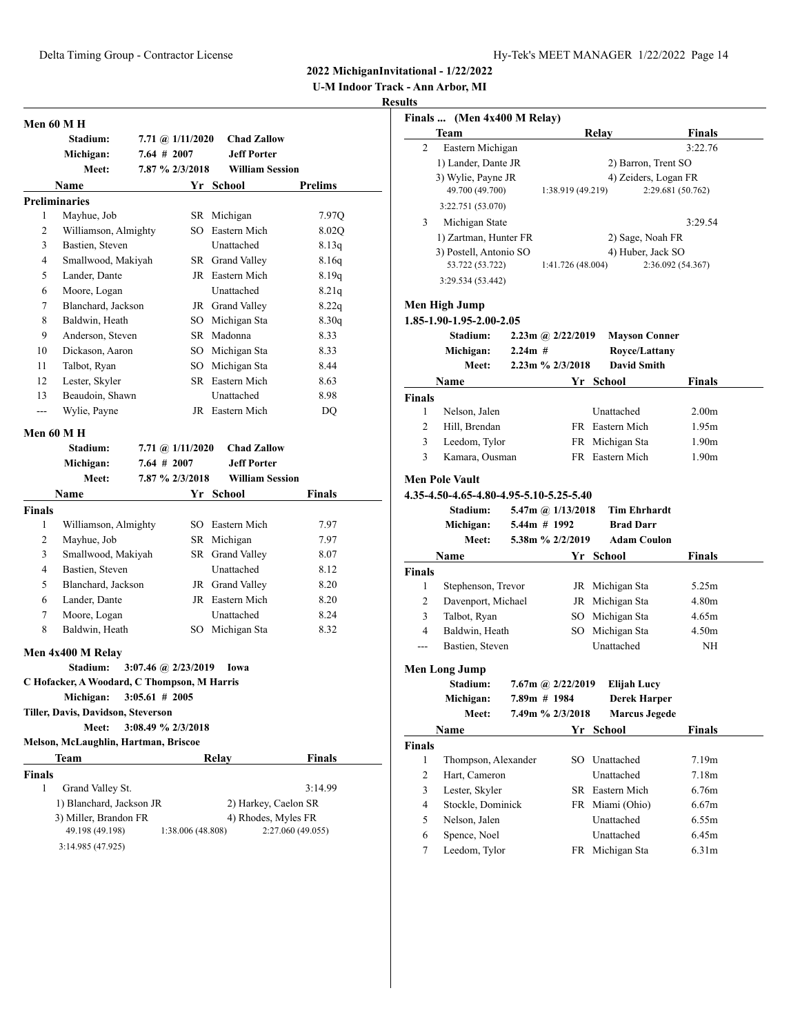## 2022 MichiganInvitational - 1/22/2022

**U-M Indoor Track - Ann Arbor, MI**

**Results**

### Men 60 M H

| | | |
|---|---|---|
| Stadium: | 7.71 @ 1/11/2020 | Chad Zallow |
| Michigan: | 7.64 # 2007 | Jeff Porter |
| Meet: | 7.87 % 2/3/2018 | William Session |

**Preliminaries**

| | Name | Yr | School | Prelims |
|---|---|---|---|---|
| 1 | Mayhue, Job | SR | Michigan | 7.97Q |
| 2 | Williamson, Almighty | SO | Eastern Mich | 8.02Q |
| 3 | Bastien, Steven | | Unattached | 8.13q |
| 4 | Smallwood, Makiyah | SR | Grand Valley | 8.16q |
| 5 | Lander, Dante | JR | Eastern Mich | 8.19q |
| 6 | Moore, Logan | | Unattached | 8.21q |
| 7 | Blanchard, Jackson | JR | Grand Valley | 8.22q |
| 8 | Baldwin, Heath | SO | Michigan Sta | 8.30q |
| 9 | Anderson, Steven | SR | Madonna | 8.33 |
| 10 | Dickason, Aaron | SO | Michigan Sta | 8.33 |
| 11 | Talbot, Ryan | SO | Michigan Sta | 8.44 |
| 12 | Lester, Skyler | SR | Eastern Mich | 8.63 |
| 13 | Beaudoin, Shawn | | Unattached | 8.98 |
| --- | Wylie, Payne | JR | Eastern Mich | DQ |

### Men 60 M H

| | | |
|---|---|---|
| Stadium: | 7.71 @ 1/11/2020 | Chad Zallow |
| Michigan: | 7.64 # 2007 | Jeff Porter |
| Meet: | 7.87 % 2/3/2018 | William Session |

**Finals**

| | Name | Yr | School | Finals |
|---|---|---|---|---|
| 1 | Williamson, Almighty | SO | Eastern Mich | 7.97 |
| 2 | Mayhue, Job | SR | Michigan | 7.97 |
| 3 | Smallwood, Makiyah | SR | Grand Valley | 8.07 |
| 4 | Bastien, Steven | | Unattached | 8.12 |
| 5 | Blanchard, Jackson | JR | Grand Valley | 8.20 |
| 6 | Lander, Dante | JR | Eastern Mich | 8.20 |
| 7 | Moore, Logan | | Unattached | 8.24 |
| 8 | Baldwin, Heath | SO | Michigan Sta | 8.32 |

### Men 4x400 M Relay

Stadium: 3:07.46 @ 2/23/2019 Iowa
C Hofacker, A Woodard, C Thompson, M Harris

Michigan: 3:05.61 # 2005
Tiller, Davis, Davidson, Steverson

Meet: 3:08.49 % 2/3/2018
Melson, McLaughlin, Hartman, Briscoe

**Finals**

| | Team | Relay | Finals |
|---|---|---|---|
| 1 | Grand Valley St. | | 3:14.99 |
| | 1) Blanchard, Jackson JR | 2) Harkey, Caelon SR | |
| | 3) Miller, Brandon FR | 4) Rhodes, Myles FR | |
| | 49.198 (49.198) | 1:38.006 (48.808) | 2:27.060 (49.055) |
| | 3:14.985 (47.925) | | |
| 2 | Eastern Michigan | | 3:22.76 |
| | 1) Lander, Dante JR | 2) Barron, Trent SO | |
| | 3) Wylie, Payne JR | 4) Zeiders, Logan FR | |
| | 49.700 (49.700) | 1:38.919 (49.219) | 2:29.681 (50.762) |
| | 3:22.751 (53.070) | | |
| 3 | Michigan State | | 3:29.54 |
| | 1) Zartman, Hunter FR | 2) Sage, Noah FR | |
| | 3) Postell, Antonio SO | 4) Huber, Jack SO | |
| | 53.722 (53.722) | 1:41.726 (48.004) | 2:36.092 (54.367) |
| | 3:29.534 (53.442) | | |

### Men High Jump

1.85-1.90-1.95-2.00-2.05

| | | |
|---|---|---|
| Stadium: | 2.23m @ 2/22/2019 | Mayson Conner |
| Michigan: | 2.24m # | Royce/Lattany |
| Meet: | 2.23m % 2/3/2018 | David Smith |

**Finals**

| | Name | Yr | School | Finals |
|---|---|---|---|---|
| 1 | Nelson, Jalen | | Unattached | 2.00m |
| 2 | Hill, Brendan | FR | Eastern Mich | 1.95m |
| 3 | Leedom, Tylor | FR | Michigan Sta | 1.90m |
| 3 | Kamara, Ousman | FR | Eastern Mich | 1.90m |

### Men Pole Vault

4.35-4.50-4.65-4.80-4.95-5.10-5.25-5.40

| | | |
|---|---|---|
| Stadium: | 5.47m @ 1/13/2018 | Tim Ehrhardt |
| Michigan: | 5.44m # 1992 | Brad Darr |
| Meet: | 5.38m % 2/2/2019 | Adam Coulon |

**Finals**

| | Name | Yr | School | Finals |
|---|---|---|---|---|
| 1 | Stephenson, Trevor | JR | Michigan Sta | 5.25m |
| 2 | Davenport, Michael | JR | Michigan Sta | 4.80m |
| 3 | Talbot, Ryan | SO | Michigan Sta | 4.65m |
| 4 | Baldwin, Heath | SO | Michigan Sta | 4.50m |
| --- | Bastien, Steven | | Unattached | NH |

### Men Long Jump

| | | |
|---|---|---|
| Stadium: | 7.67m @ 2/22/2019 | Elijah Lucy |
| Michigan: | 7.89m # 1984 | Derek Harper |
| Meet: | 7.49m % 2/3/2018 | Marcus Jegede |

**Finals**

| | Name | Yr | School | Finals |
|---|---|---|---|---|
| 1 | Thompson, Alexander | SO | Unattached | 7.19m |
| 2 | Hart, Cameron | | Unattached | 7.18m |
| 3 | Lester, Skyler | SR | Eastern Mich | 6.76m |
| 4 | Stockle, Dominick | FR | Miami (Ohio) | 6.67m |
| 5 | Nelson, Jalen | | Unattached | 6.55m |
| 6 | Spence, Noel | | Unattached | 6.45m |
| 7 | Leedom, Tylor | FR | Michigan Sta | 6.31m |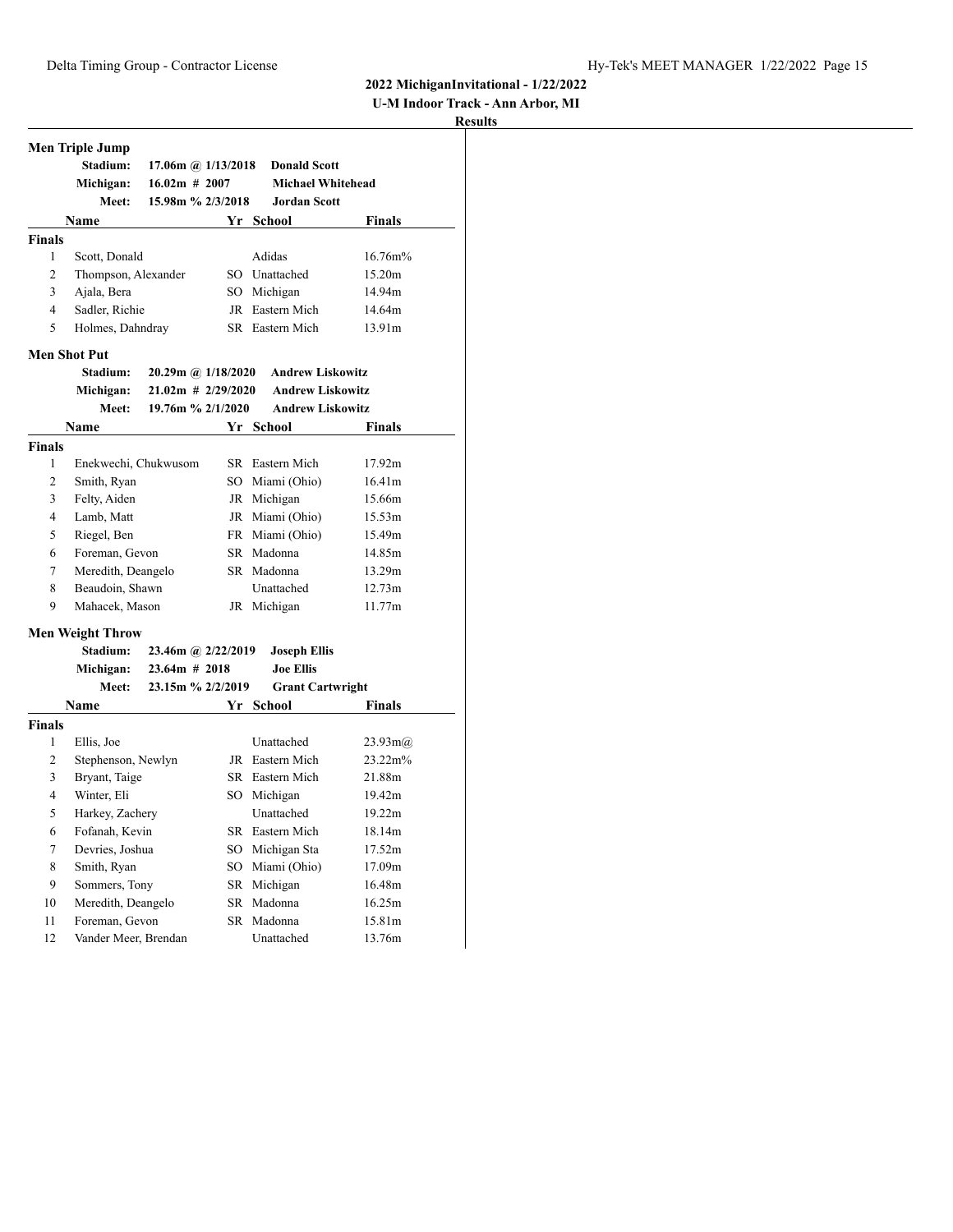**2022 MichiganInvitational - 1/22/2022**

**U-M Indoor Track - Ann Arbor, MI**

**Results**

## Men Triple Jump

| | | | |
|---|---|---|---|
| **Stadium:** | **17.06m @ 1/13/2018** | **Donald Scott** | |
| **Michigan:** | **16.02m # 2007** | **Michael Whitehead** | |
| **Meet:** | **15.98m % 2/3/2018** | **Jordan Scott** | |

**Finals**

| | Name | Yr | School | Finals |
|---|---|---|---|---|
| 1 | Scott, Donald | | Adidas | 16.76m% |
| 2 | Thompson, Alexander | SO | Unattached | 15.20m |
| 3 | Ajala, Bera | SO | Michigan | 14.94m |
| 4 | Sadler, Richie | JR | Eastern Mich | 14.64m |
| 5 | Holmes, Dahndray | SR | Eastern Mich | 13.91m |

## Men Shot Put

| | | | |
|---|---|---|---|
| **Stadium:** | **20.29m @ 1/18/2020** | **Andrew Liskowitz** | |
| **Michigan:** | **21.02m # 2/29/2020** | **Andrew Liskowitz** | |
| **Meet:** | **19.76m % 2/1/2020** | **Andrew Liskowitz** | |

**Finals**

| | Name | Yr | School | Finals |
|---|---|---|---|---|
| 1 | Enekwechi, Chukwusom | SR | Eastern Mich | 17.92m |
| 2 | Smith, Ryan | SO | Miami (Ohio) | 16.41m |
| 3 | Felty, Aiden | JR | Michigan | 15.66m |
| 4 | Lamb, Matt | JR | Miami (Ohio) | 15.53m |
| 5 | Riegel, Ben | FR | Miami (Ohio) | 15.49m |
| 6 | Foreman, Gevon | SR | Madonna | 14.85m |
| 7 | Meredith, Deangelo | SR | Madonna | 13.29m |
| 8 | Beaudoin, Shawn | | Unattached | 12.73m |
| 9 | Mahacek, Mason | JR | Michigan | 11.77m |

## Men Weight Throw

| | | | |
|---|---|---|---|
| **Stadium:** | **23.46m @ 2/22/2019** | **Joseph Ellis** | |
| **Michigan:** | **23.64m # 2018** | **Joe Ellis** | |
| **Meet:** | **23.15m % 2/2/2019** | **Grant Cartwright** | |

**Finals**

| | Name | Yr | School | Finals |
|---|---|---|---|---|
| 1 | Ellis, Joe | | Unattached | 23.93m@ |
| 2 | Stephenson, Newlyn | JR | Eastern Mich | 23.22m% |
| 3 | Bryant, Taige | SR | Eastern Mich | 21.88m |
| 4 | Winter, Eli | SO | Michigan | 19.42m |
| 5 | Harkey, Zachery | | Unattached | 19.22m |
| 6 | Fofanah, Kevin | SR | Eastern Mich | 18.14m |
| 7 | Devries, Joshua | SO | Michigan Sta | 17.52m |
| 8 | Smith, Ryan | SO | Miami (Ohio) | 17.09m |
| 9 | Sommers, Tony | SR | Michigan | 16.48m |
| 10 | Meredith, Deangelo | SR | Madonna | 16.25m |
| 11 | Foreman, Gevon | SR | Madonna | 15.81m |
| 12 | Vander Meer, Brendan | | Unattached | 13.76m |